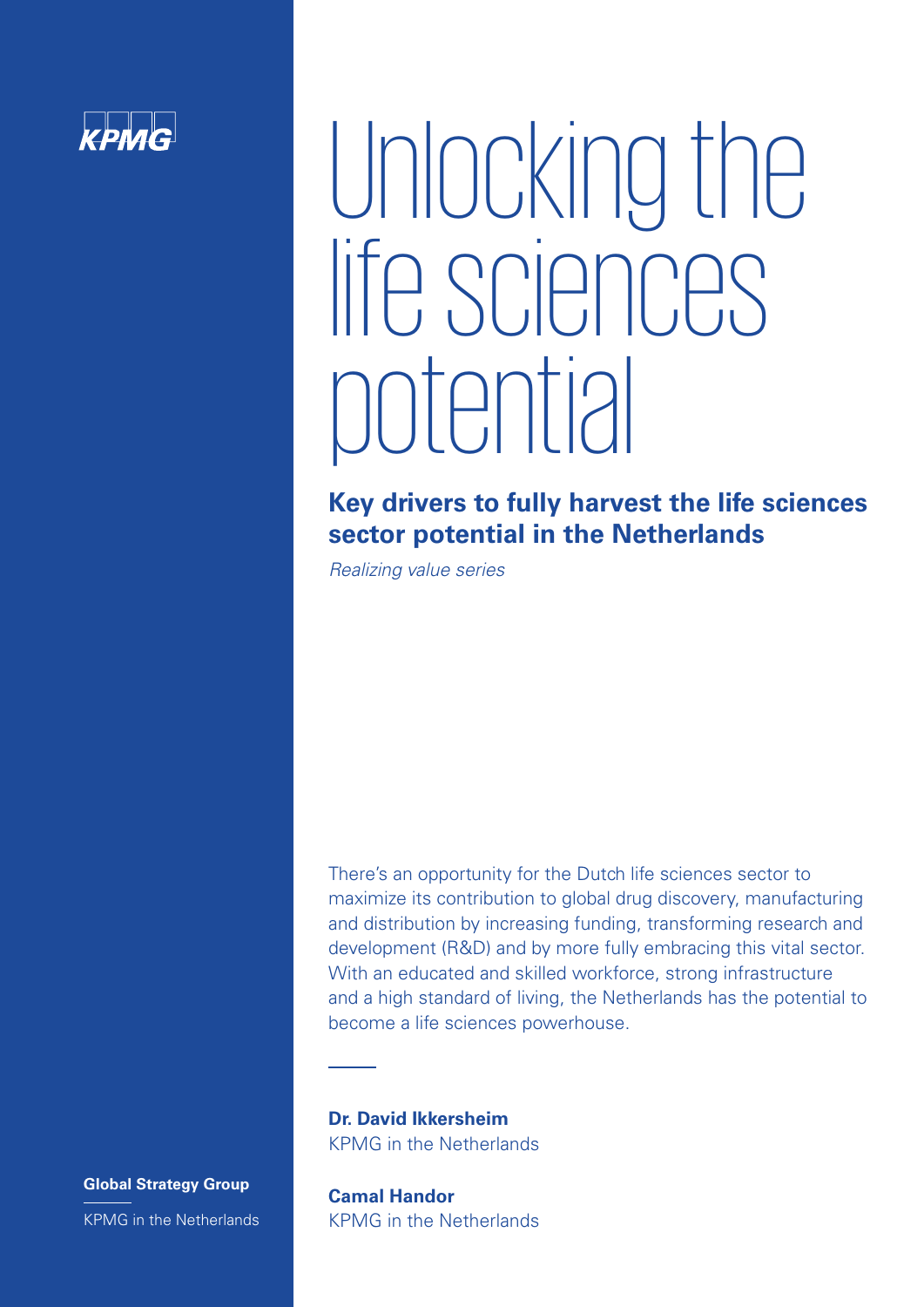KPMG

# Unlocking the life sciences potential

## Key drivers to fully harvest the life sciences sector potential in the Netherlands

*Realizing value series*

There's an opportunity for the Dutch life sciences sector to maximize its contribution to global drug discovery, manufacturing and distribution by increasing funding, transforming research and development (R&D) and by more fully embracing this vital sector. With an educated and skilled workforce, strong infrastructure and a high standard of living, the Netherlands has the potential to become a life sciences powerhouse.

**Dr. David Ikkersheim**
KPMG in the Netherlands

**Camal Handor**
KPMG in the Netherlands

**Global Strategy Group**

KPMG in the Netherlands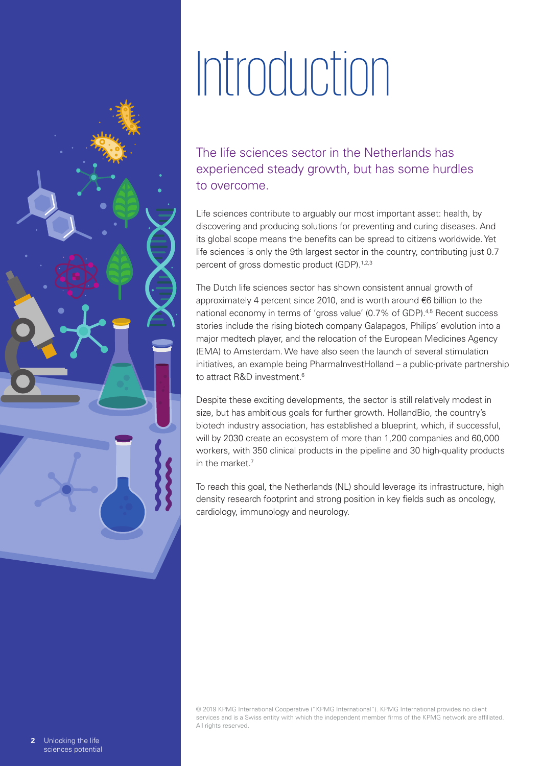# Introduction

## The life sciences sector in the Netherlands has experienced steady growth, but has some hurdles to overcome.

Life sciences contribute to arguably our most important asset: health, by discovering and producing solutions for preventing and curing diseases. And its global scope means the benefits can be spread to citizens worldwide. Yet life sciences is only the 9th largest sector in the country, contributing just 0.7 percent of gross domestic product (GDP).[1,2,3]

The Dutch life sciences sector has shown consistent annual growth of approximately 4 percent since 2010, and is worth around €6 billion to the national economy in terms of 'gross value' (0.7% of GDP).[4,5] Recent success stories include the rising biotech company Galapagos, Philips' evolution into a major medtech player, and the relocation of the European Medicines Agency (EMA) to Amsterdam. We have also seen the launch of several stimulation initiatives, an example being PharmaInvestHolland – a public-private partnership to attract R&D investment.[6]

Despite these exciting developments, the sector is still relatively modest in size, but has ambitious goals for further growth. HollandBio, the country's biotech industry association, has established a blueprint, which, if successful, will by 2030 create an ecosystem of more than 1,200 companies and 60,000 workers, with 350 clinical products in the pipeline and 30 high-quality products in the market.[7]

To reach this goal, the Netherlands (NL) should leverage its infrastructure, high density research footprint and strong position in key fields such as oncology, cardiology, immunology and neurology.

© 2019 KPMG International Cooperative ("KPMG International"). KPMG International provides no client services and is a Swiss entity with which the independent member firms of the KPMG network are affiliated. All rights reserved.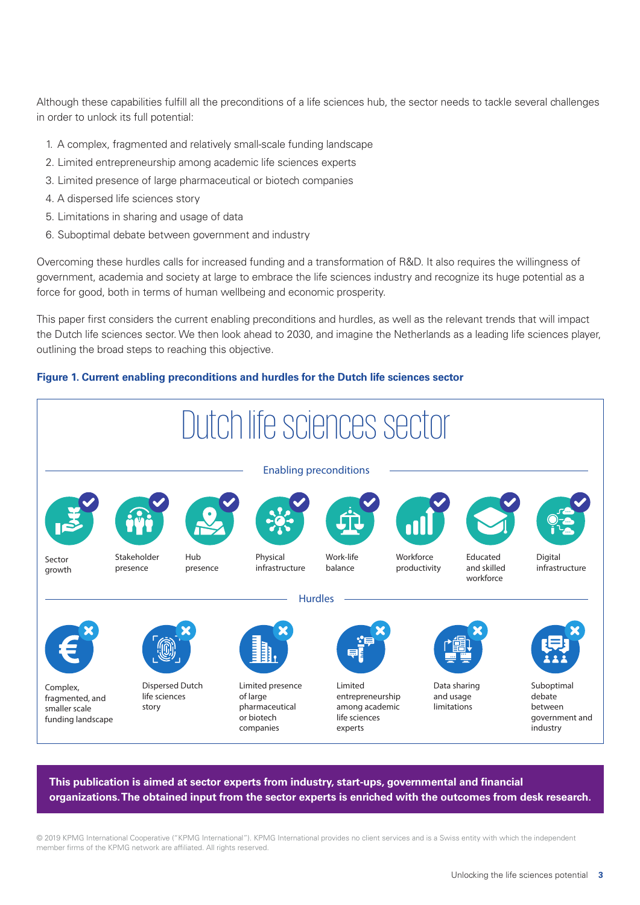Although these capabilities fulfill all the preconditions of a life sciences hub, the sector needs to tackle several challenges in order to unlock its full potential:

1. A complex, fragmented and relatively small-scale funding landscape
2. Limited entrepreneurship among academic life sciences experts
3. Limited presence of large pharmaceutical or biotech companies
4. A dispersed life sciences story
5. Limitations in sharing and usage of data
6. Suboptimal debate between government and industry

Overcoming these hurdles calls for increased funding and a transformation of R&D. It also requires the willingness of government, academia and society at large to embrace the life sciences industry and recognize its huge potential as a force for good, both in terms of human wellbeing and economic prosperity.

This paper first considers the current enabling preconditions and hurdles, as well as the relevant trends that will impact the Dutch life sciences sector. We then look ahead to 2030, and imagine the Netherlands as a leading life sciences player, outlining the broad steps to reaching this objective.

**Figure 1. Current enabling preconditions and hurdles for the Dutch life sciences sector**

Dutch life sciences sector

Enabling preconditions

- Sector growth
- Stakeholder presence
- Hub presence
- Physical infrastructure
- Work-life balance
- Workforce productivity
- Educated and skilled workforce
- Digital infrastructure

Hurdles

- Complex, fragmented, and smaller scale funding landscape
- Dispersed Dutch life sciences story
- Limited presence of large pharmaceutical or biotech companies
- Limited entrepreneurship among academic life sciences experts
- Data sharing and usage limitations
- Suboptimal debate between government and industry

**This publication is aimed at sector experts from industry, start-ups, governmental and financial organizations. The obtained input from the sector experts is enriched with the outcomes from desk research.**

© 2019 KPMG International Cooperative ("KPMG International"). KPMG International provides no client services and is a Swiss entity with which the independent member firms of the KPMG network are affiliated. All rights reserved.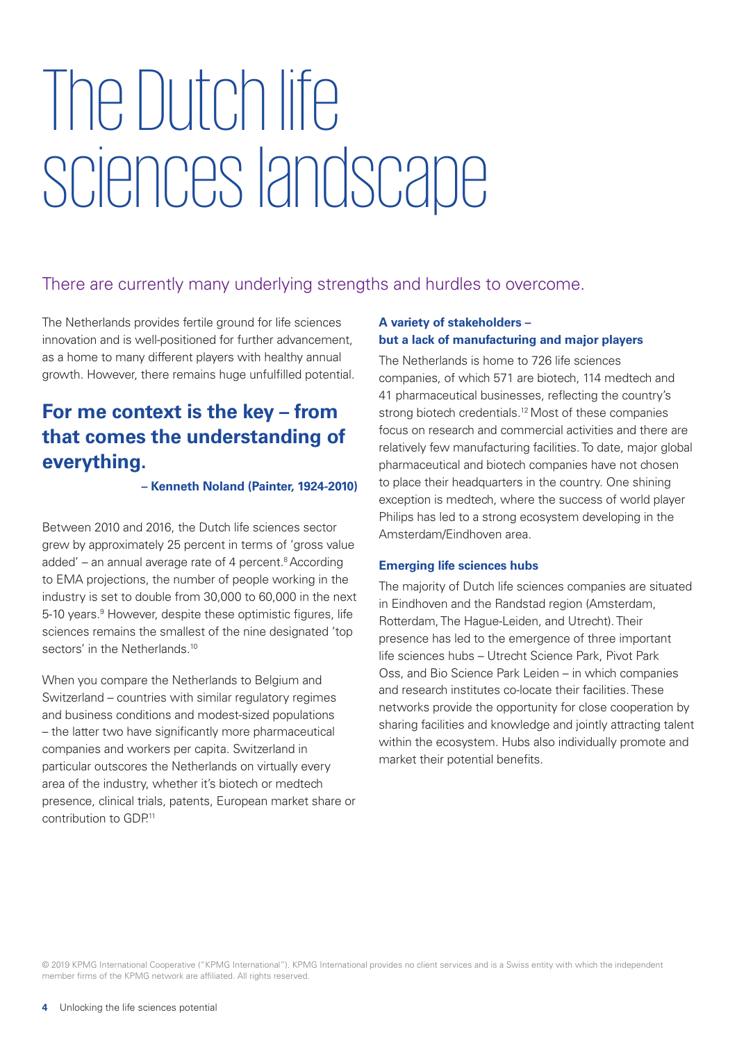# The Dutch life sciences landscape

There are currently many underlying strengths and hurdles to overcome.

The Netherlands provides fertile ground for life sciences innovation and is well-positioned for further advancement, as a home to many different players with healthy annual growth. However, there remains huge unfulfilled potential.

> **For me context is the key – from that comes the understanding of everything.**
>
> **– Kenneth Noland (Painter, 1924-2010)**

Between 2010 and 2016, the Dutch life sciences sector grew by approximately 25 percent in terms of 'gross value added' – an annual average rate of 4 percent.[8] According to EMA projections, the number of people working in the industry is set to double from 30,000 to 60,000 in the next 5-10 years.[9] However, despite these optimistic figures, life sciences remains the smallest of the nine designated 'top sectors' in the Netherlands.[10]

When you compare the Netherlands to Belgium and Switzerland – countries with similar regulatory regimes and business conditions and modest-sized populations – the latter two have significantly more pharmaceutical companies and workers per capita. Switzerland in particular outscores the Netherlands on virtually every area of the industry, whether it's biotech or medtech presence, clinical trials, patents, European market share or contribution to GDP.[11]

### A variety of stakeholders – but a lack of manufacturing and major players

The Netherlands is home to 726 life sciences companies, of which 571 are biotech, 114 medtech and 41 pharmaceutical businesses, reflecting the country's strong biotech credentials.[12] Most of these companies focus on research and commercial activities and there are relatively few manufacturing facilities. To date, major global pharmaceutical and biotech companies have not chosen to place their headquarters in the country. One shining exception is medtech, where the success of world player Philips has led to a strong ecosystem developing in the Amsterdam/Eindhoven area.

### Emerging life sciences hubs

The majority of Dutch life sciences companies are situated in Eindhoven and the Randstad region (Amsterdam, Rotterdam, The Hague-Leiden, and Utrecht). Their presence has led to the emergence of three important life sciences hubs – Utrecht Science Park, Pivot Park Oss, and Bio Science Park Leiden – in which companies and research institutes co-locate their facilities. These networks provide the opportunity for close cooperation by sharing facilities and knowledge and jointly attracting talent within the ecosystem. Hubs also individually promote and market their potential benefits.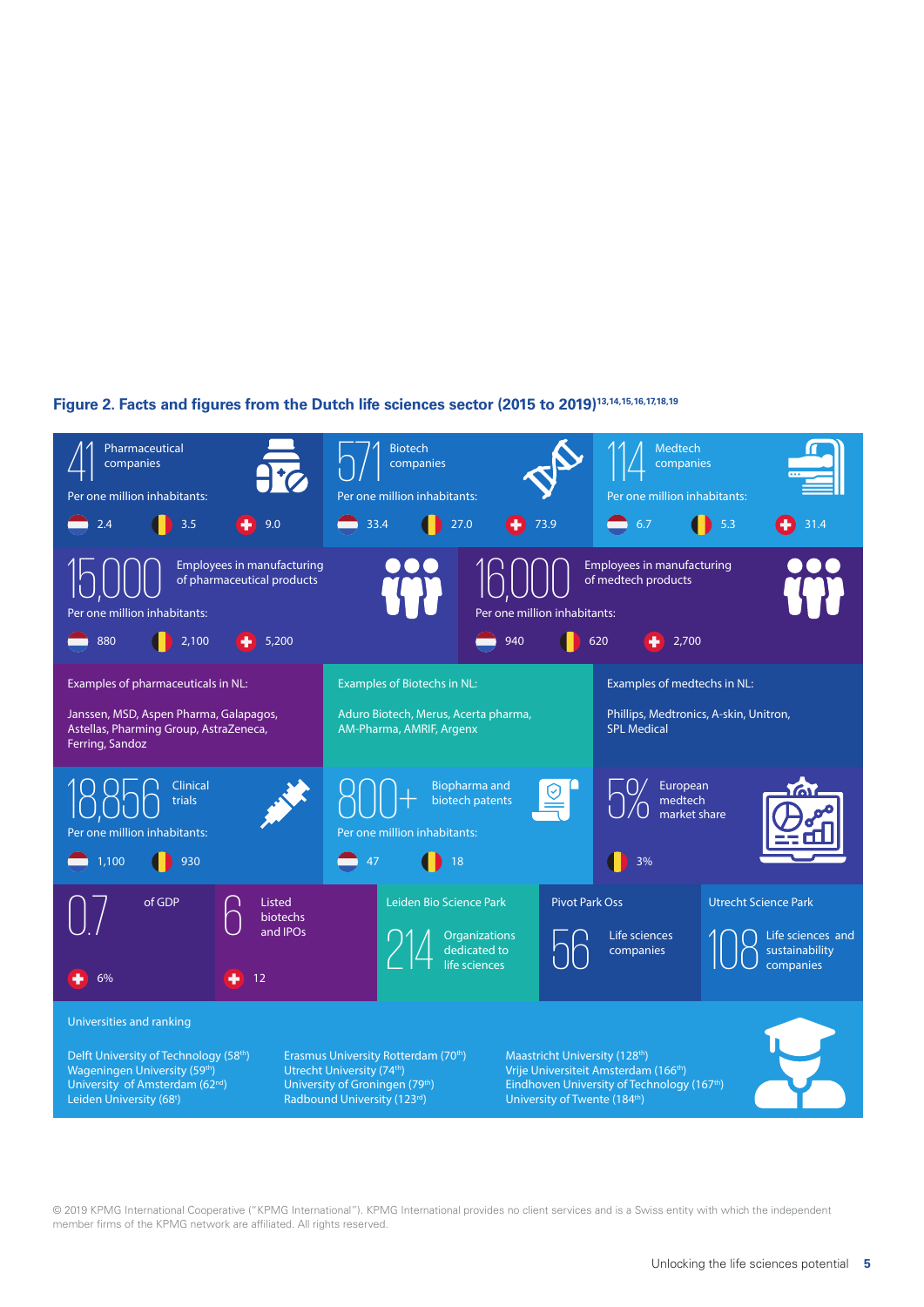**Figure 2. Facts and figures from the Dutch life sciences sector (2015 to 2019)**[13,14,15,16,17,18,19]

**41** Pharmaceutical companies

Per one million inhabitants:

- NL: 2.4
- BE: 3.5
- CH: 9.0

**571** Biotech companies

Per one million inhabitants:

- NL: 33.4
- BE: 27.0
- CH: 73.9

**114** Medtech companies

Per one million inhabitants:

- NL: 6.7
- BE: 5.3
- CH: 31.4

**15,000** Employees in manufacturing of pharmaceutical products

Per one million inhabitants:

- NL: 880
- BE: 2,100
- CH: 5,200

**16,000** Employees in manufacturing of medtech products

Per one million inhabitants:

- NL: 940
- BE: 620
- CH: 2,700

Examples of pharmaceuticals in NL:

Janssen, MSD, Aspen Pharma, Galapagos, Astellas, Pharming Group, AstraZeneca, Ferring, Sandoz

Examples of Biotechs in NL:

Aduro Biotech, Merus, Acerta pharma, AM-Pharma, AMRIF, Argenx

Examples of medtechs in NL:

Phillips, Medtronics, A-skin, Unitron, SPL Medical

**18,856** Clinical trials

Per one million inhabitants:

- NL: 1,100
- BE: 930

**800+** Biopharma and biotech patents

Per one million inhabitants:

- NL: 47
- BE: 18

**5%** European medtech market share

- BE: 3%

**0.7** of GDP

- CH: 6%

**6** Listed biotechs and IPOs

- CH: 12

Leiden Bio Science Park

**214** Organizations dedicated to life sciences

Pivot Park Oss

**56** Life sciences companies

Utrecht Science Park

**108** Life sciences and sustainability companies

Universities and ranking

- Delft University of Technology (58th)
- Wageningen University (59th)
- University of Amsterdam (62nd)
- Leiden University (68t)
- Erasmus University Rotterdam (70th)
- Utrecht University (74th)
- University of Groningen (79th)
- Radbound University (123rd)
- Maastricht University (128th)
- Vrije Universiteit Amsterdam (166th)
- Eindhoven University of Technology (167th)
- University of Twente (184th)

© 2019 KPMG International Cooperative ("KPMG International"). KPMG International provides no client services and is a Swiss entity with which the independent member firms of the KPMG network are affiliated. All rights reserved.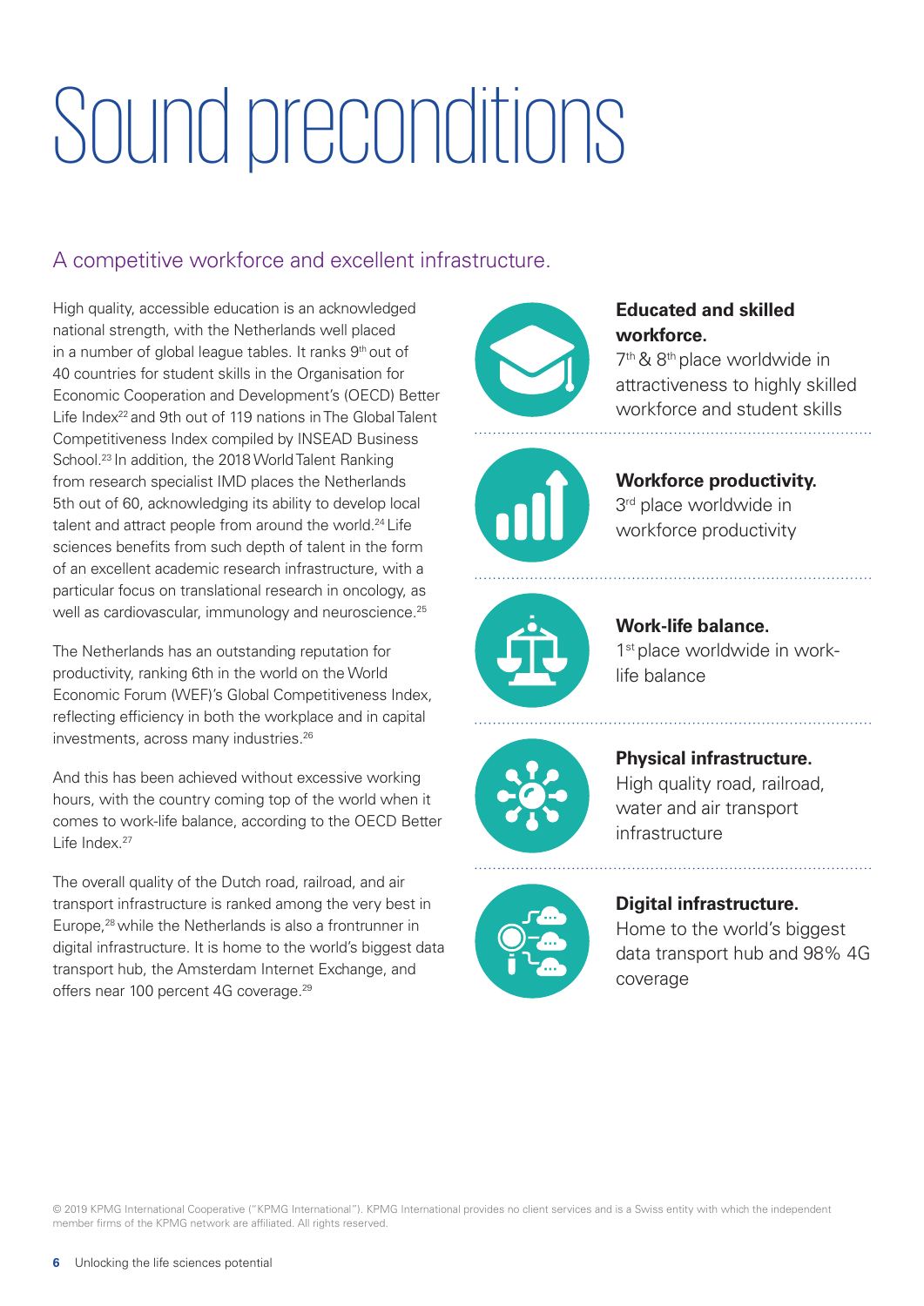# Sound preconditions

## A competitive workforce and excellent infrastructure.

High quality, accessible education is an acknowledged national strength, with the Netherlands well placed in a number of global league tables. It ranks 9th out of 40 countries for student skills in the Organisation for Economic Cooperation and Development's (OECD) Better Life Index[22] and 9th out of 119 nations in The Global Talent Competitiveness Index compiled by INSEAD Business School.[23] In addition, the 2018 World Talent Ranking from research specialist IMD places the Netherlands 5th out of 60, acknowledging its ability to develop local talent and attract people from around the world.[24] Life sciences benefits from such depth of talent in the form of an excellent academic research infrastructure, with a particular focus on translational research in oncology, as well as cardiovascular, immunology and neuroscience.[25]

The Netherlands has an outstanding reputation for productivity, ranking 6th in the world on the World Economic Forum (WEF)'s Global Competitiveness Index, reflecting efficiency in both the workplace and in capital investments, across many industries.[26]

And this has been achieved without excessive working hours, with the country coming top of the world when it comes to work-life balance, according to the OECD Better Life Index.[27]

The overall quality of the Dutch road, railroad, and air transport infrastructure is ranked among the very best in Europe,[28] while the Netherlands is also a frontrunner in digital infrastructure. It is home to the world's biggest data transport hub, the Amsterdam Internet Exchange, and offers near 100 percent 4G coverage.[29]

**Educated and skilled workforce.**
7th & 8th place worldwide in attractiveness to highly skilled workforce and student skills

**Workforce productivity.**
3rd place worldwide in workforce productivity

**Work-life balance.**
1st place worldwide in work-life balance

**Physical infrastructure.**
High quality road, railroad, water and air transport infrastructure

**Digital infrastructure.**
Home to the world's biggest data transport hub and 98% 4G coverage

© 2019 KPMG International Cooperative ("KPMG International"). KPMG International provides no client services and is a Swiss entity with which the independent member firms of the KPMG network are affiliated. All rights reserved.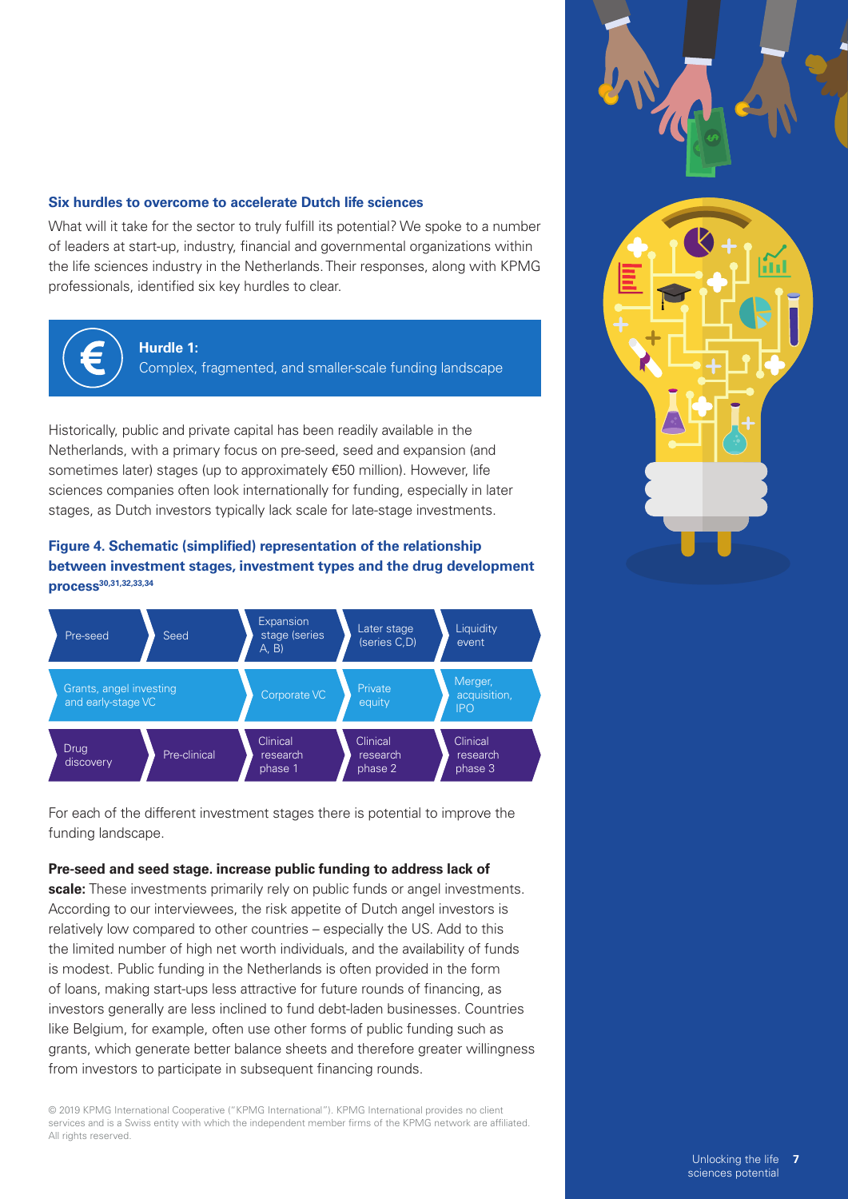### Six hurdles to overcome to accelerate Dutch life sciences

What will it take for the sector to truly fulfill its potential? We spoke to a number of leaders at start-up, industry, financial and governmental organizations within the life sciences industry in the Netherlands. Their responses, along with KPMG professionals, identified six key hurdles to clear.

**Hurdle 1:**
Complex, fragmented, and smaller-scale funding landscape

Historically, public and private capital has been readily available in the Netherlands, with a primary focus on pre-seed, seed and expansion (and sometimes later) stages (up to approximately €50 million). However, life sciences companies often look internationally for funding, especially in later stages, as Dutch investors typically lack scale for late-stage investments.

**Figure 4. Schematic (simplified) representation of the relationship between investment stages, investment types and the drug development process**[30,31,32,33,34]

| Pre-seed | Seed | Expansion stage (series A, B) | Later stage (series C,D) | Liquidity event |
|---|---|---|---|---|
| Grants, angel investing and early-stage VC | | Corporate VC | Private equity | Merger, acquisition, IPO |
| Drug discovery | Pre-clinical | Clinical research phase 1 | Clinical research phase 2 | Clinical research phase 3 |

For each of the different investment stages there is potential to improve the funding landscape.

**Pre-seed and seed stage. increase public funding to address lack of scale:** These investments primarily rely on public funds or angel investments. According to our interviewees, the risk appetite of Dutch angel investors is relatively low compared to other countries – especially the US. Add to this the limited number of high net worth individuals, and the availability of funds is modest. Public funding in the Netherlands is often provided in the form of loans, making start-ups less attractive for future rounds of financing, as investors generally are less inclined to fund debt-laden businesses. Countries like Belgium, for example, often use other forms of public funding such as grants, which generate better balance sheets and therefore greater willingness from investors to participate in subsequent financing rounds.

© 2019 KPMG International Cooperative ("KPMG International"). KPMG International provides no client services and is a Swiss entity with which the independent member firms of the KPMG network are affiliated. All rights reserved.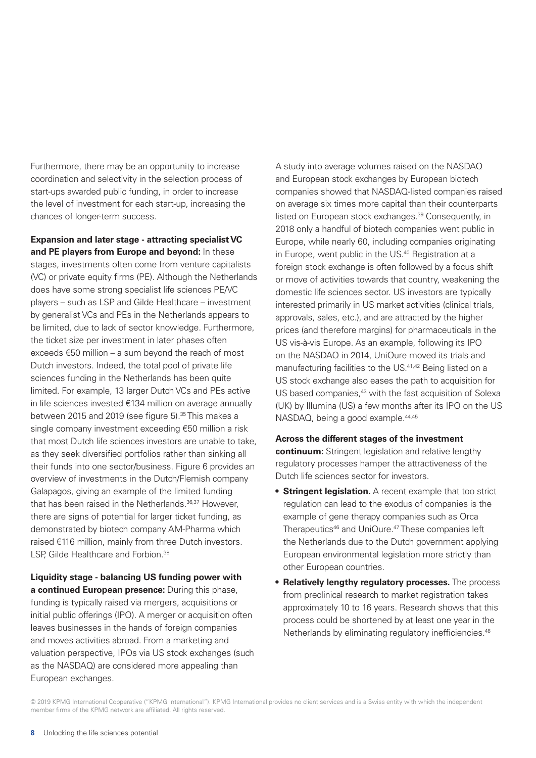Furthermore, there may be an opportunity to increase coordination and selectivity in the selection process of start-ups awarded public funding, in order to increase the level of investment for each start-up, increasing the chances of longer-term success.

**Expansion and later stage - attracting specialist VC and PE players from Europe and beyond:** In these stages, investments often come from venture capitalists (VC) or private equity firms (PE). Although the Netherlands does have some strong specialist life sciences PE/VC players – such as LSP and Gilde Healthcare – investment by generalist VCs and PEs in the Netherlands appears to be limited, due to lack of sector knowledge. Furthermore, the ticket size per investment in later phases often exceeds €50 million – a sum beyond the reach of most Dutch investors. Indeed, the total pool of private life sciences funding in the Netherlands has been quite limited. For example, 13 larger Dutch VCs and PEs active in life sciences invested €134 million on average annually between 2015 and 2019 (see figure 5).[35] This makes a single company investment exceeding €50 million a risk that most Dutch life sciences investors are unable to take, as they seek diversified portfolios rather than sinking all their funds into one sector/business. Figure 6 provides an overview of investments in the Dutch/Flemish company Galapagos, giving an example of the limited funding that has been raised in the Netherlands.[36,37] However, there are signs of potential for larger ticket funding, as demonstrated by biotech company AM-Pharma which raised €116 million, mainly from three Dutch investors. LSP, Gilde Healthcare and Forbion.[38]

**Liquidity stage - balancing US funding power with a continued European presence:** During this phase, funding is typically raised via mergers, acquisitions or initial public offerings (IPO). A merger or acquisition often leaves businesses in the hands of foreign companies and moves activities abroad. From a marketing and valuation perspective, IPOs via US stock exchanges (such as the NASDAQ) are considered more appealing than European exchanges.

A study into average volumes raised on the NASDAQ and European stock exchanges by European biotech companies showed that NASDAQ-listed companies raised on average six times more capital than their counterparts listed on European stock exchanges.[39] Consequently, in 2018 only a handful of biotech companies went public in Europe, while nearly 60, including companies originating in Europe, went public in the US.[40] Registration at a foreign stock exchange is often followed by a focus shift or move of activities towards that country, weakening the domestic life sciences sector. US investors are typically interested primarily in US market activities (clinical trials, approvals, sales, etc.), and are attracted by the higher prices (and therefore margins) for pharmaceuticals in the US vis-à-vis Europe. As an example, following its IPO on the NASDAQ in 2014, UniQure moved its trials and manufacturing facilities to the US.[41,42] Being listed on a US stock exchange also eases the path to acquisition for US based companies,[43] with the fast acquisition of Solexa (UK) by Illumina (US) a few months after its IPO on the US NASDAQ, being a good example.[44,45]

**Across the different stages of the investment continuum:** Stringent legislation and relative lengthy regulatory processes hamper the attractiveness of the Dutch life sciences sector for investors.

- **Stringent legislation.** A recent example that too strict regulation can lead to the exodus of companies is the example of gene therapy companies such as Orca Therapeutics[46] and UniQure.[47] These companies left the Netherlands due to the Dutch government applying European environmental legislation more strictly than other European countries.
- **Relatively lengthy regulatory processes.** The process from preclinical research to market registration takes approximately 10 to 16 years. Research shows that this process could be shortened by at least one year in the Netherlands by eliminating regulatory inefficiencies.[48]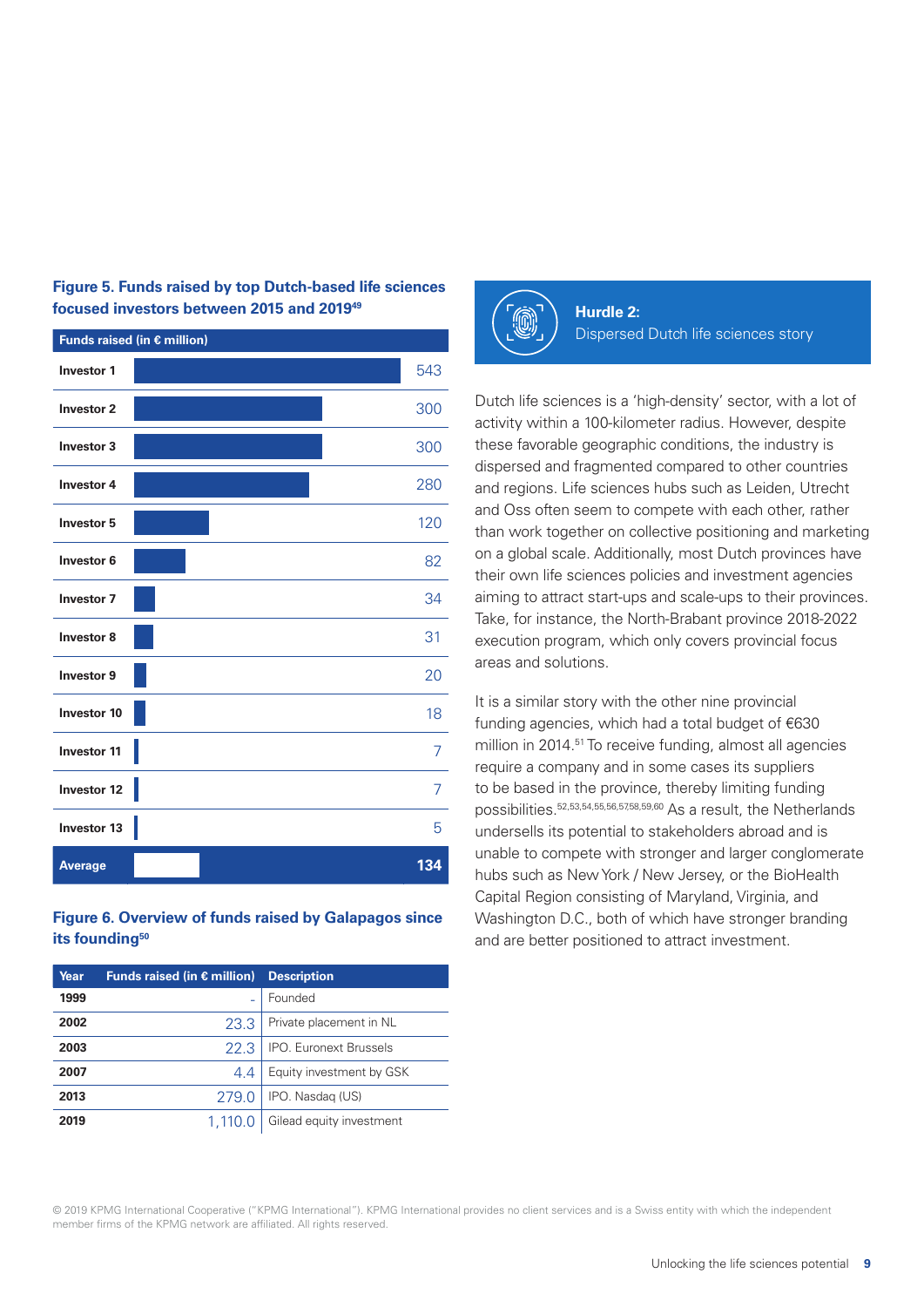**Figure 5. Funds raised by top Dutch-based life sciences focused investors between 2015 and 2019[49]**

| Funds raised (in € million) | |
|---|---|
| Investor 1 | 543 |
| Investor 2 | 300 |
| Investor 3 | 300 |
| Investor 4 | 280 |
| Investor 5 | 120 |
| Investor 6 | 82 |
| Investor 7 | 34 |
| Investor 8 | 31 |
| Investor 9 | 20 |
| Investor 10 | 18 |
| Investor 11 | 7 |
| Investor 12 | 7 |
| Investor 13 | 5 |
| **Average** | **134** |

**Figure 6. Overview of funds raised by Galapagos since its founding[50]**

| Year | Funds raised (in € million) | Description |
|---|---|---|
| 1999 | - | Founded |
| 2002 | 23.3 | Private placement in NL |
| 2003 | 22.3 | IPO. Euronext Brussels |
| 2007 | 4.4 | Equity investment by GSK |
| 2013 | 279.0 | IPO. Nasdaq (US) |
| 2019 | 1,110.0 | Gilead equity investment |

## Hurdle 2:
Dispersed Dutch life sciences story

Dutch life sciences is a 'high-density' sector, with a lot of activity within a 100-kilometer radius. However, despite these favorable geographic conditions, the industry is dispersed and fragmented compared to other countries and regions. Life sciences hubs such as Leiden, Utrecht and Oss often seem to compete with each other, rather than work together on collective positioning and marketing on a global scale. Additionally, most Dutch provinces have their own life sciences policies and investment agencies aiming to attract start-ups and scale-ups to their provinces. Take, for instance, the North-Brabant province 2018-2022 execution program, which only covers provincial focus areas and solutions.

It is a similar story with the other nine provincial funding agencies, which had a total budget of €630 million in 2014.[51] To receive funding, almost all agencies require a company and in some cases its suppliers to be based in the province, thereby limiting funding possibilities.[52,53,54,55,56,57,58,59,60] As a result, the Netherlands undersells its potential to stakeholders abroad and is unable to compete with stronger and larger conglomerate hubs such as New York / New Jersey, or the BioHealth Capital Region consisting of Maryland, Virginia, and Washington D.C., both of which have stronger branding and are better positioned to attract investment.

© 2019 KPMG International Cooperative ("KPMG International"). KPMG International provides no client services and is a Swiss entity with which the independent member firms of the KPMG network are affiliated. All rights reserved.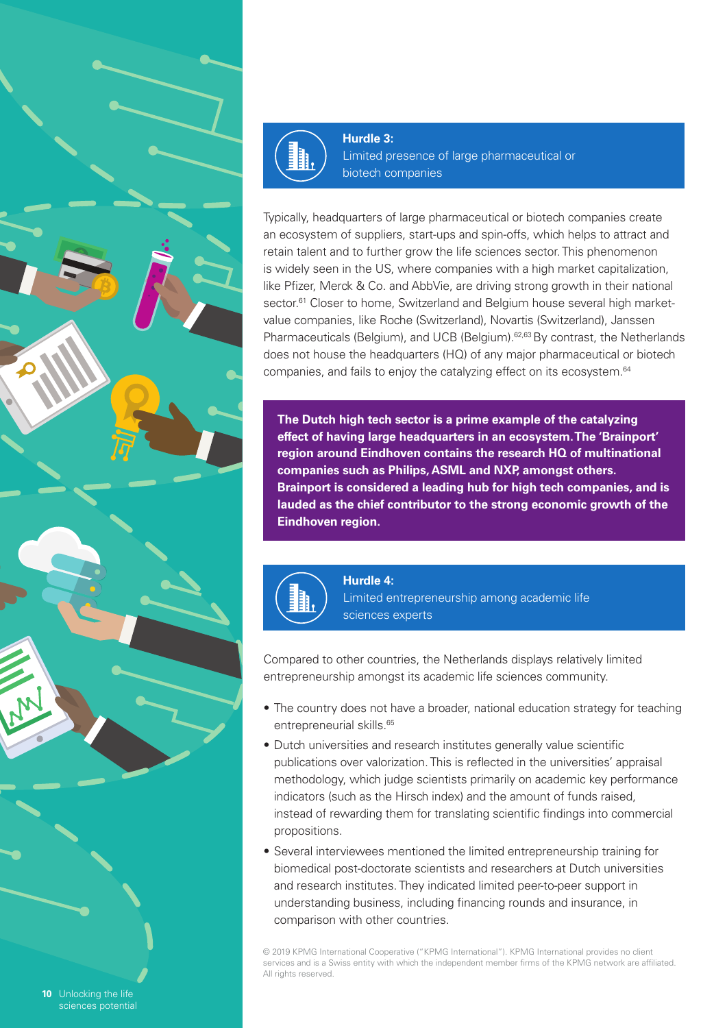## Hurdle 3:
Limited presence of large pharmaceutical or biotech companies

Typically, headquarters of large pharmaceutical or biotech companies create an ecosystem of suppliers, start-ups and spin-offs, which helps to attract and retain talent and to further grow the life sciences sector. This phenomenon is widely seen in the US, where companies with a high market capitalization, like Pfizer, Merck & Co. and AbbVie, are driving strong growth in their national sector.[61] Closer to home, Switzerland and Belgium house several high market-value companies, like Roche (Switzerland), Novartis (Switzerland), Janssen Pharmaceuticals (Belgium), and UCB (Belgium).[62,63] By contrast, the Netherlands does not house the headquarters (HQ) of any major pharmaceutical or biotech companies, and fails to enjoy the catalyzing effect on its ecosystem.[64]

**The Dutch high tech sector is a prime example of the catalyzing effect of having large headquarters in an ecosystem. The 'Brainport' region around Eindhoven contains the research HQ of multinational companies such as Philips, ASML and NXP, amongst others. Brainport is considered a leading hub for high tech companies, and is lauded as the chief contributor to the strong economic growth of the Eindhoven region.**

## Hurdle 4:
Limited entrepreneurship among academic life sciences experts

Compared to other countries, the Netherlands displays relatively limited entrepreneurship amongst its academic life sciences community.

- The country does not have a broader, national education strategy for teaching entrepreneurial skills.[65]
- Dutch universities and research institutes generally value scientific publications over valorization. This is reflected in the universities' appraisal methodology, which judge scientists primarily on academic key performance indicators (such as the Hirsch index) and the amount of funds raised, instead of rewarding them for translating scientific findings into commercial propositions.
- Several interviewees mentioned the limited entrepreneurship training for biomedical post-doctorate scientists and researchers at Dutch universities and research institutes. They indicated limited peer-to-peer support in understanding business, including financing rounds and insurance, in comparison with other countries.

© 2019 KPMG International Cooperative ("KPMG International"). KPMG International provides no client services and is a Swiss entity with which the independent member firms of the KPMG network are affiliated. All rights reserved.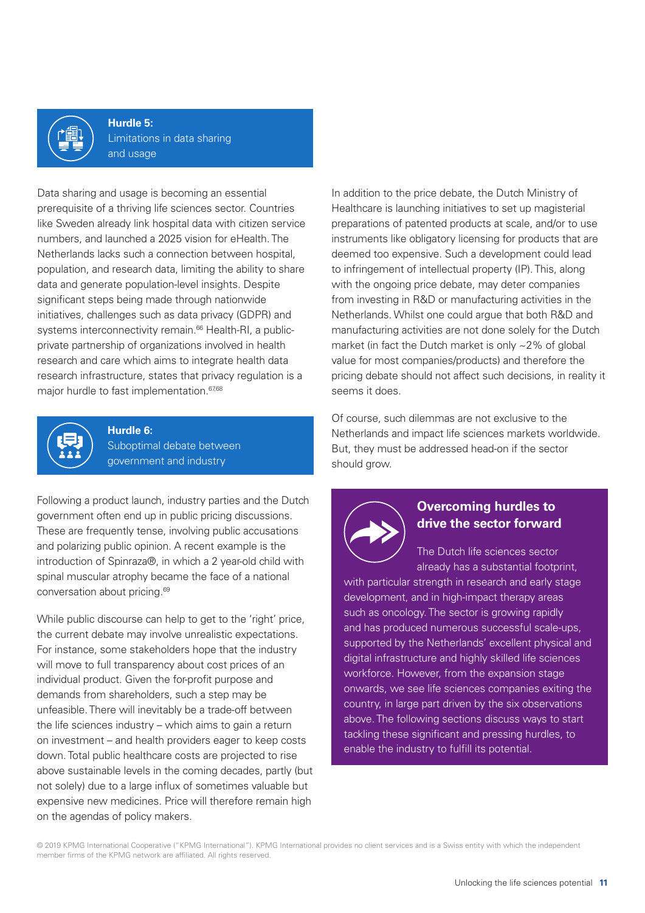### Hurdle 5: Limitations in data sharing and usage

Data sharing and usage is becoming an essential prerequisite of a thriving life sciences sector. Countries like Sweden already link hospital data with citizen service numbers, and launched a 2025 vision for eHealth. The Netherlands lacks such a connection between hospital, population, and research data, limiting the ability to share data and generate population-level insights. Despite significant steps being made through nationwide initiatives, challenges such as data privacy (GDPR) and systems interconnectivity remain.[66] Health-RI, a public-private partnership of organizations involved in health research and care which aims to integrate health data research infrastructure, states that privacy regulation is a major hurdle to fast implementation.[67,68]

### Hurdle 6: Suboptimal debate between government and industry

Following a product launch, industry parties and the Dutch government often end up in public pricing discussions. These are frequently tense, involving public accusations and polarizing public opinion. A recent example is the introduction of Spinraza®, in which a 2 year-old child with spinal muscular atrophy became the face of a national conversation about pricing.[69]

While public discourse can help to get to the 'right' price, the current debate may involve unrealistic expectations. For instance, some stakeholders hope that the industry will move to full transparency about cost prices of an individual product. Given the for-profit purpose and demands from shareholders, such a step may be unfeasible. There will inevitably be a trade-off between the life sciences industry – which aims to gain a return on investment – and health providers eager to keep costs down. Total public healthcare costs are projected to rise above sustainable levels in the coming decades, partly (but not solely) due to a large influx of sometimes valuable but expensive new medicines. Price will therefore remain high on the agendas of policy makers.

In addition to the price debate, the Dutch Ministry of Healthcare is launching initiatives to set up magisterial preparations of patented products at scale, and/or to use instruments like obligatory licensing for products that are deemed too expensive. Such a development could lead to infringement of intellectual property (IP). This, along with the ongoing price debate, may deter companies from investing in R&D or manufacturing activities in the Netherlands. Whilst one could argue that both R&D and manufacturing activities are not done solely for the Dutch market (in fact the Dutch market is only ~2% of global value for most companies/products) and therefore the pricing debate should not affect such decisions, in reality it seems it does.

Of course, such dilemmas are not exclusive to the Netherlands and impact life sciences markets worldwide. But, they must be addressed head-on if the sector should grow.

### Overcoming hurdles to drive the sector forward

The Dutch life sciences sector already has a substantial footprint, with particular strength in research and early stage development, and in high-impact therapy areas such as oncology. The sector is growing rapidly and has produced numerous successful scale-ups, supported by the Netherlands' excellent physical and digital infrastructure and highly skilled life sciences workforce. However, from the expansion stage onwards, we see life sciences companies exiting the country, in large part driven by the six observations above. The following sections discuss ways to start tackling these significant and pressing hurdles, to enable the industry to fulfill its potential.

© 2019 KPMG International Cooperative ("KPMG International"). KPMG International provides no client services and is a Swiss entity with which the independent member firms of the KPMG network are affiliated. All rights reserved.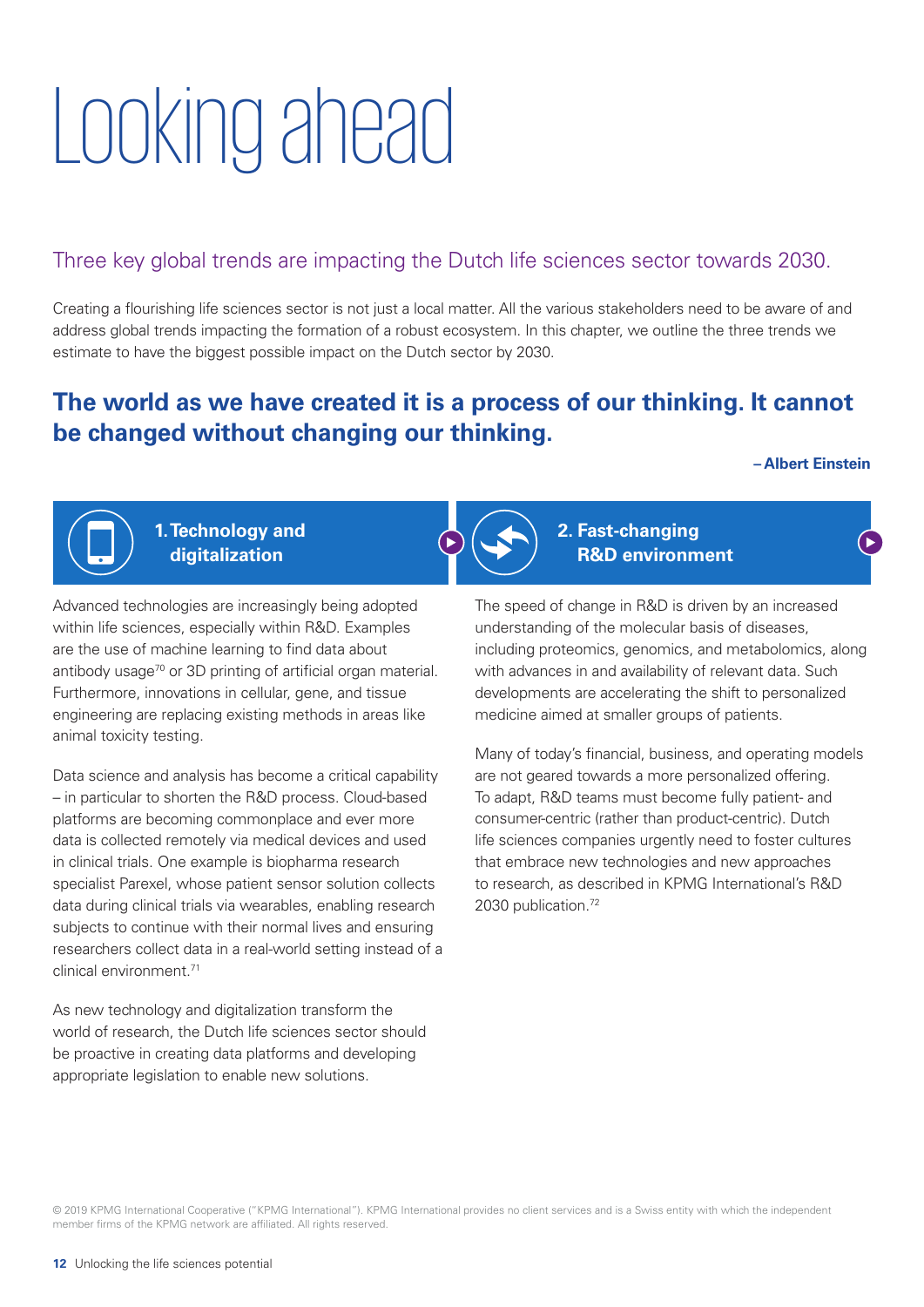# Looking ahead

## Three key global trends are impacting the Dutch life sciences sector towards 2030.

Creating a flourishing life sciences sector is not just a local matter. All the various stakeholders need to be aware of and address global trends impacting the formation of a robust ecosystem. In this chapter, we outline the three trends we estimate to have the biggest possible impact on the Dutch sector by 2030.

**The world as we have created it is a process of our thinking. It cannot be changed without changing our thinking.**

**– Albert Einstein**

### 1. Technology and digitalization

Advanced technologies are increasingly being adopted within life sciences, especially within R&D. Examples are the use of machine learning to find data about antibody usage[70] or 3D printing of artificial organ material. Furthermore, innovations in cellular, gene, and tissue engineering are replacing existing methods in areas like animal toxicity testing.

Data science and analysis has become a critical capability – in particular to shorten the R&D process. Cloud-based platforms are becoming commonplace and ever more data is collected remotely via medical devices and used in clinical trials. One example is biopharma research specialist Parexel, whose patient sensor solution collects data during clinical trials via wearables, enabling research subjects to continue with their normal lives and ensuring researchers collect data in a real-world setting instead of a clinical environment.[71]

As new technology and digitalization transform the world of research, the Dutch life sciences sector should be proactive in creating data platforms and developing appropriate legislation to enable new solutions.

### 2. Fast-changing R&D environment

The speed of change in R&D is driven by an increased understanding of the molecular basis of diseases, including proteomics, genomics, and metabolomics, along with advances in and availability of relevant data. Such developments are accelerating the shift to personalized medicine aimed at smaller groups of patients.

Many of today's financial, business, and operating models are not geared towards a more personalized offering. To adapt, R&D teams must become fully patient- and consumer-centric (rather than product-centric). Dutch life sciences companies urgently need to foster cultures that embrace new technologies and new approaches to research, as described in KPMG International's R&D 2030 publication.[72]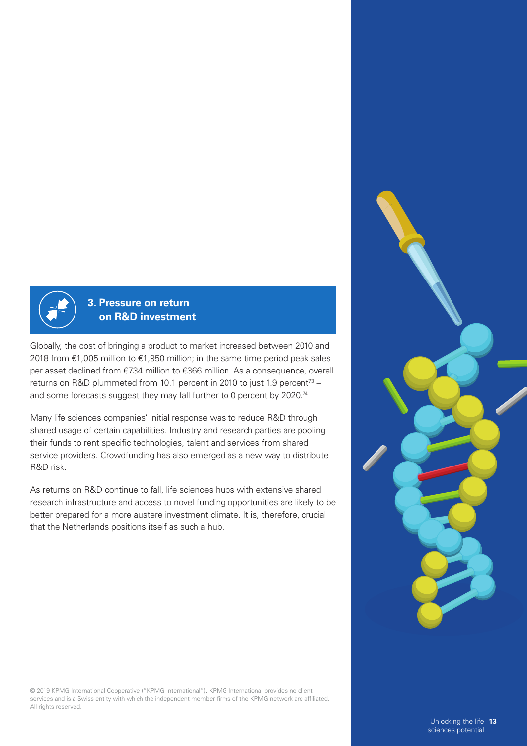## 3. Pressure on return on R&D investment

Globally, the cost of bringing a product to market increased between 2010 and 2018 from €1,005 million to €1,950 million; in the same time period peak sales per asset declined from €734 million to €366 million. As a consequence, overall returns on R&D plummeted from 10.1 percent in 2010 to just 1.9 percent[73] – and some forecasts suggest they may fall further to 0 percent by 2020.[74]

Many life sciences companies' initial response was to reduce R&D through shared usage of certain capabilities. Industry and research parties are pooling their funds to rent specific technologies, talent and services from shared service providers. Crowdfunding has also emerged as a new way to distribute R&D risk.

As returns on R&D continue to fall, life sciences hubs with extensive shared research infrastructure and access to novel funding opportunities are likely to be better prepared for a more austere investment climate. It is, therefore, crucial that the Netherlands positions itself as such a hub.

© 2019 KPMG International Cooperative ("KPMG International"). KPMG International provides no client services and is a Swiss entity with which the independent member firms of the KPMG network are affiliated. All rights reserved.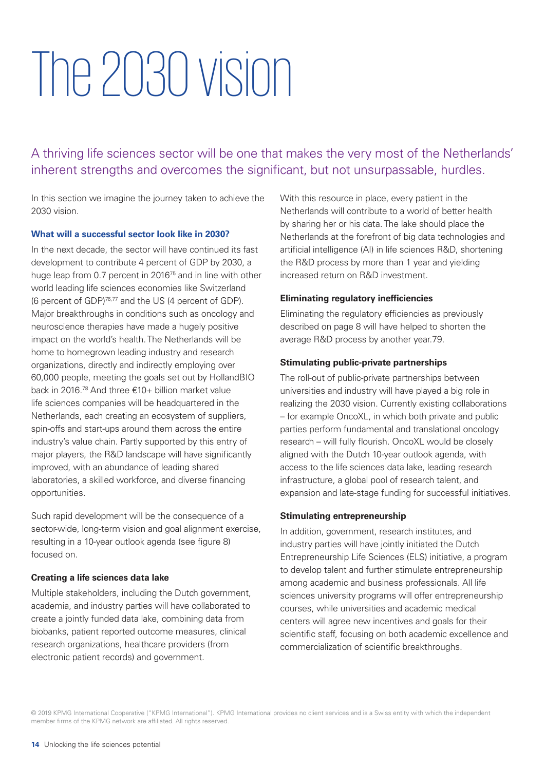# The 2030 vision

## A thriving life sciences sector will be one that makes the very most of the Netherlands' inherent strengths and overcomes the significant, but not unsurpassable, hurdles.

In this section we imagine the journey taken to achieve the 2030 vision.

### What will a successful sector look like in 2030?

In the next decade, the sector will have continued its fast development to contribute 4 percent of GDP by 2030, a huge leap from 0.7 percent in 2016[75] and in line with other world leading life sciences economies like Switzerland (6 percent of GDP)[76,77] and the US (4 percent of GDP). Major breakthroughs in conditions such as oncology and neuroscience therapies have made a hugely positive impact on the world's health. The Netherlands will be home to homegrown leading industry and research organizations, directly and indirectly employing over 60,000 people, meeting the goals set out by HollandBIO back in 2016.[78] And three €10+ billion market value life sciences companies will be headquartered in the Netherlands, each creating an ecosystem of suppliers, spin-offs and start-ups around them across the entire industry's value chain. Partly supported by this entry of major players, the R&D landscape will have significantly improved, with an abundance of leading shared laboratories, a skilled workforce, and diverse financing opportunities.

Such rapid development will be the consequence of a sector-wide, long-term vision and goal alignment exercise, resulting in a 10-year outlook agenda (see figure 8) focused on.

### Creating a life sciences data lake

Multiple stakeholders, including the Dutch government, academia, and industry parties will have collaborated to create a jointly funded data lake, combining data from biobanks, patient reported outcome measures, clinical research organizations, healthcare providers (from electronic patient records) and government.

With this resource in place, every patient in the Netherlands will contribute to a world of better health by sharing her or his data. The lake should place the Netherlands at the forefront of big data technologies and artificial intelligence (AI) in life sciences R&D, shortening the R&D process by more than 1 year and yielding increased return on R&D investment.

### Eliminating regulatory inefficiencies

Eliminating the regulatory efficiencies as previously described on page 8 will have helped to shorten the average R&D process by another year.79.

### Stimulating public-private partnerships

The roll-out of public-private partnerships between universities and industry will have played a big role in realizing the 2030 vision. Currently existing collaborations – for example OncoXL, in which both private and public parties perform fundamental and translational oncology research – will fully flourish. OncoXL would be closely aligned with the Dutch 10-year outlook agenda, with access to the life sciences data lake, leading research infrastructure, a global pool of research talent, and expansion and late-stage funding for successful initiatives.

### Stimulating entrepreneurship

In addition, government, research institutes, and industry parties will have jointly initiated the Dutch Entrepreneurship Life Sciences (ELS) initiative, a program to develop talent and further stimulate entrepreneurship among academic and business professionals. All life sciences university programs will offer entrepreneurship courses, while universities and academic medical centers will agree new incentives and goals for their scientific staff, focusing on both academic excellence and commercialization of scientific breakthroughs.

© 2019 KPMG International Cooperative ("KPMG International"). KPMG International provides no client services and is a Swiss entity with which the independent member firms of the KPMG network are affiliated. All rights reserved.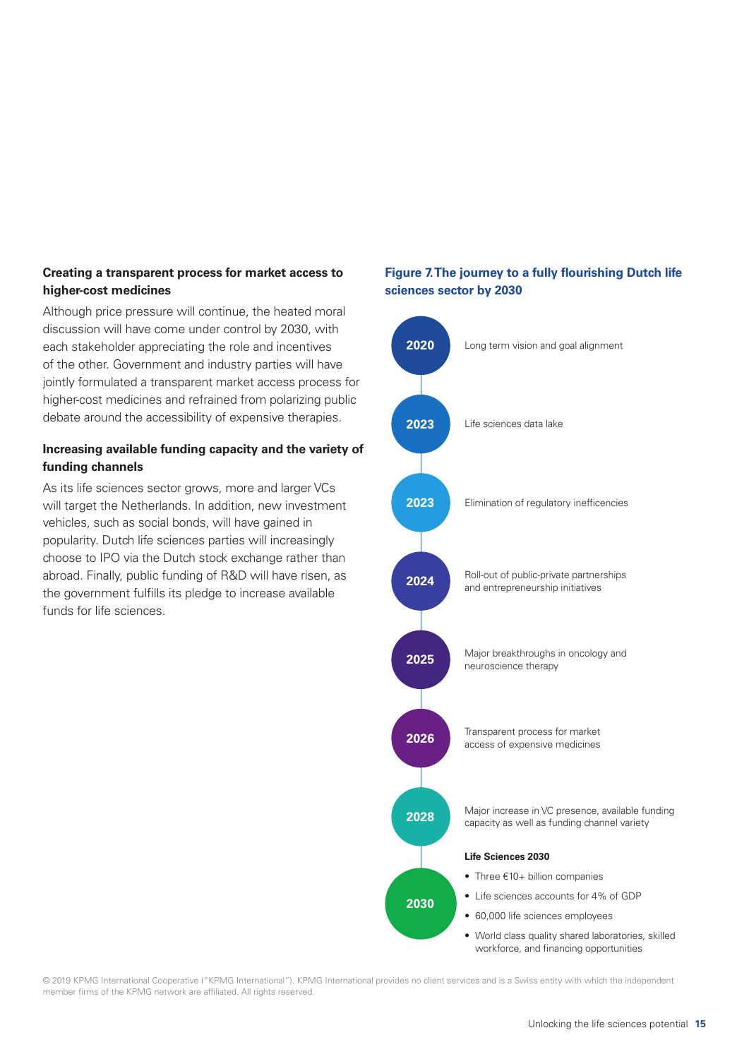### Creating a transparent process for market access to higher-cost medicines

Although price pressure will continue, the heated moral discussion will have come under control by 2030, with each stakeholder appreciating the role and incentives of the other. Government and industry parties will have jointly formulated a transparent market access process for higher-cost medicines and refrained from polarizing public debate around the accessibility of expensive therapies.

### Increasing available funding capacity and the variety of funding channels

As its life sciences sector grows, more and larger VCs will target the Netherlands. In addition, new investment vehicles, such as social bonds, will have gained in popularity. Dutch life sciences parties will increasingly choose to IPO via the Dutch stock exchange rather than abroad. Finally, public funding of R&D will have risen, as the government fulfills its pledge to increase available funds for life sciences.

**Figure 7. The journey to a fully flourishing Dutch life sciences sector by 2030**

- **2020** — Long term vision and goal alignment
- **2023** — Life sciences data lake
- **2023** — Elimination of regulatory inefficencies
- **2024** — Roll-out of public-private partnerships and entrepreneurship initiatives
- **2025** — Major breakthroughs in oncology and neuroscience therapy
- **2026** — Transparent process for market access of expensive medicines
- **2028** — Major increase in VC presence, available funding capacity as well as funding channel variety
- **2030** — **Life Sciences 2030**
  - Three €10+ billion companies
  - Life sciences accounts for 4% of GDP
  - 60,000 life sciences employees
  - World class quality shared laboratories, skilled workforce, and financing opportunities

© 2019 KPMG International Cooperative ("KPMG International"). KPMG International provides no client services and is a Swiss entity with which the independent member firms of the KPMG network are affiliated. All rights reserved.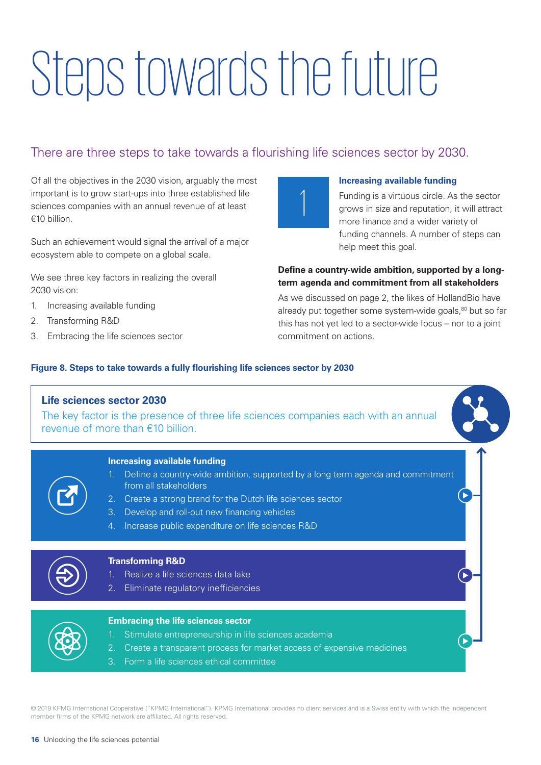# Steps towards the future

## There are three steps to take towards a flourishing life sciences sector by 2030.

Of all the objectives in the 2030 vision, arguably the most important is to grow start-ups into three established life sciences companies with an annual revenue of at least €10 billion.

Such an achievement would signal the arrival of a major ecosystem able to compete on a global scale.

We see three key factors in realizing the overall 2030 vision:

1. Increasing available funding
2. Transforming R&D
3. Embracing the life sciences sector

1

### Increasing available funding

Funding is a virtuous circle. As the sector grows in size and reputation, it will attract more finance and a wider variety of funding channels. A number of steps can help meet this goal.

**Define a country-wide ambition, supported by a long-term agenda and commitment from all stakeholders**

As we discussed on page 2, the likes of HollandBio have already put together some system-wide goals,[80] but so far this has not yet led to a sector-wide focus – nor to a joint commitment on actions.

**Figure 8. Steps to take towards a fully flourishing life sciences sector by 2030**

**Life sciences sector 2030**

The key factor is the presence of three life sciences companies each with an annual revenue of more than €10 billion.

**Increasing available funding**

1. Define a country-wide ambition, supported by a long term agenda and commitment from all stakeholders
2. Create a strong brand for the Dutch life sciences sector
3. Develop and roll-out new financing vehicles
4. Increase public expenditure on life sciences R&D

**Transforming R&D**

1. Realize a life sciences data lake
2. Eliminate regulatory inefficiencies

**Embracing the life sciences sector**

1. Stimulate entrepreneurship in life sciences academia
2. Create a transparent process for market access of expensive medicines
3. Form a life sciences ethical committee

© 2019 KPMG International Cooperative ("KPMG International"). KPMG International provides no client services and is a Swiss entity with which the independent member firms of the KPMG network are affiliated. All rights reserved.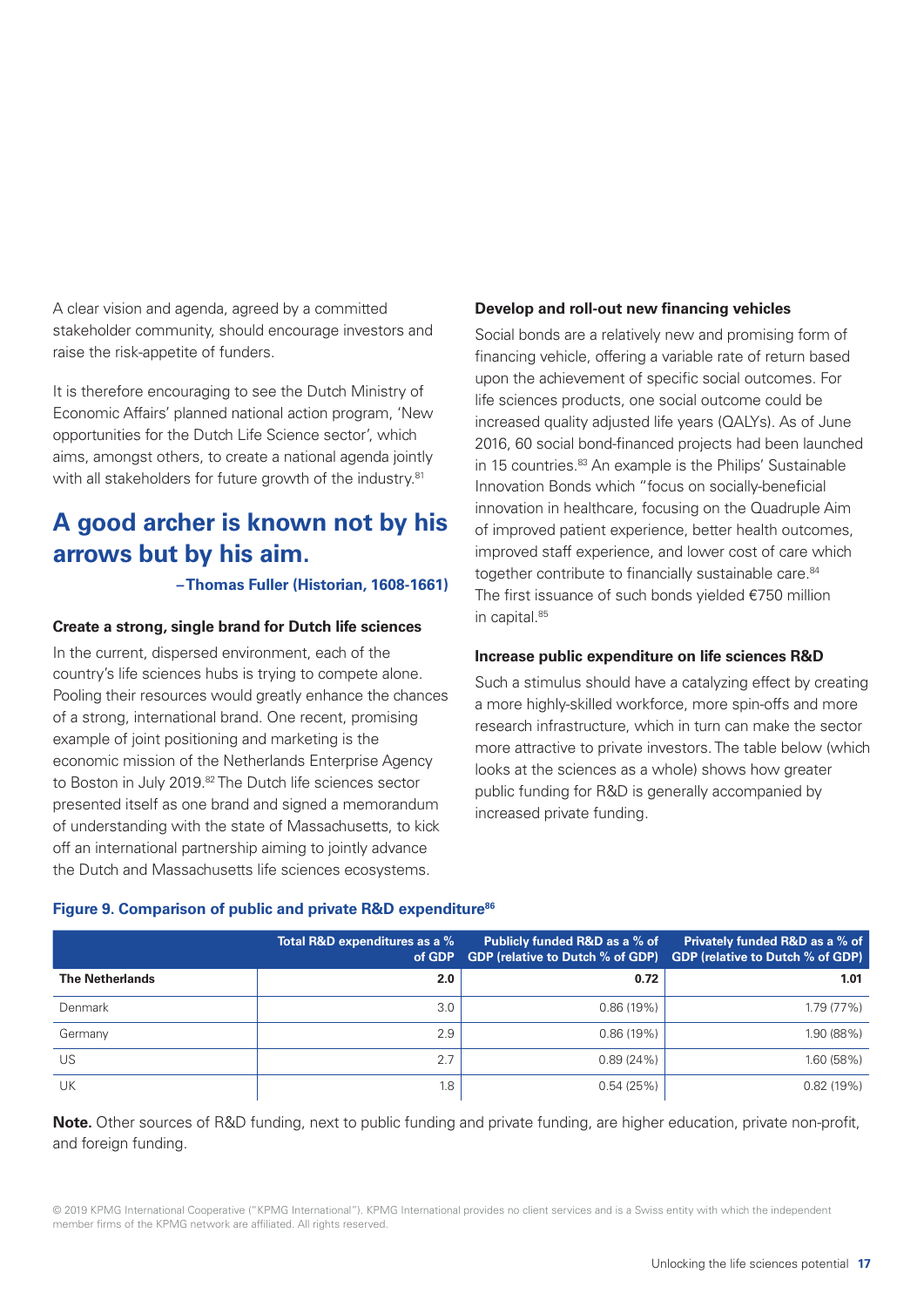A clear vision and agenda, agreed by a committed stakeholder community, should encourage investors and raise the risk-appetite of funders.

It is therefore encouraging to see the Dutch Ministry of Economic Affairs' planned national action program, 'New opportunities for the Dutch Life Science sector', which aims, amongst others, to create a national agenda jointly with all stakeholders for future growth of the industry.[81]

## A good archer is known not by his arrows but by his aim.

**–Thomas Fuller (Historian, 1608-1661)**

### Create a strong, single brand for Dutch life sciences

In the current, dispersed environment, each of the country's life sciences hubs is trying to compete alone. Pooling their resources would greatly enhance the chances of a strong, international brand. One recent, promising example of joint positioning and marketing is the economic mission of the Netherlands Enterprise Agency to Boston in July 2019.[82] The Dutch life sciences sector presented itself as one brand and signed a memorandum of understanding with the state of Massachusetts, to kick off an international partnership aiming to jointly advance the Dutch and Massachusetts life sciences ecosystems.

### Develop and roll-out new financing vehicles

Social bonds are a relatively new and promising form of financing vehicle, offering a variable rate of return based upon the achievement of specific social outcomes. For life sciences products, one social outcome could be increased quality adjusted life years (QALYs). As of June 2016, 60 social bond-financed projects had been launched in 15 countries.[83] An example is the Philips' Sustainable Innovation Bonds which "focus on socially-beneficial innovation in healthcare, focusing on the Quadruple Aim of improved patient experience, better health outcomes, improved staff experience, and lower cost of care which together contribute to financially sustainable care.[84] The first issuance of such bonds yielded €750 million in capital.[85]

### Increase public expenditure on life sciences R&D

Such a stimulus should have a catalyzing effect by creating a more highly-skilled workforce, more spin-offs and more research infrastructure, which in turn can make the sector more attractive to private investors. The table below (which looks at the sciences as a whole) shows how greater public funding for R&D is generally accompanied by increased private funding.

**Figure 9. Comparison of public and private R&D expenditure[86]**

| | Total R&D expenditures as a % of GDP | Publicly funded R&D as a % of GDP (relative to Dutch % of GDP) | Privately funded R&D as a % of GDP (relative to Dutch % of GDP) |
|---|---|---|---|
| **The Netherlands** | **2.0** | **0.72** | **1.01** |
| Denmark | 3.0 | 0.86 (19%) | 1.79 (77%) |
| Germany | 2.9 | 0.86 (19%) | 1.90 (88%) |
| US | 2.7 | 0.89 (24%) | 1.60 (58%) |
| UK | 1.8 | 0.54 (25%) | 0.82 (19%) |

**Note.** Other sources of R&D funding, next to public funding and private funding, are higher education, private non-profit, and foreign funding.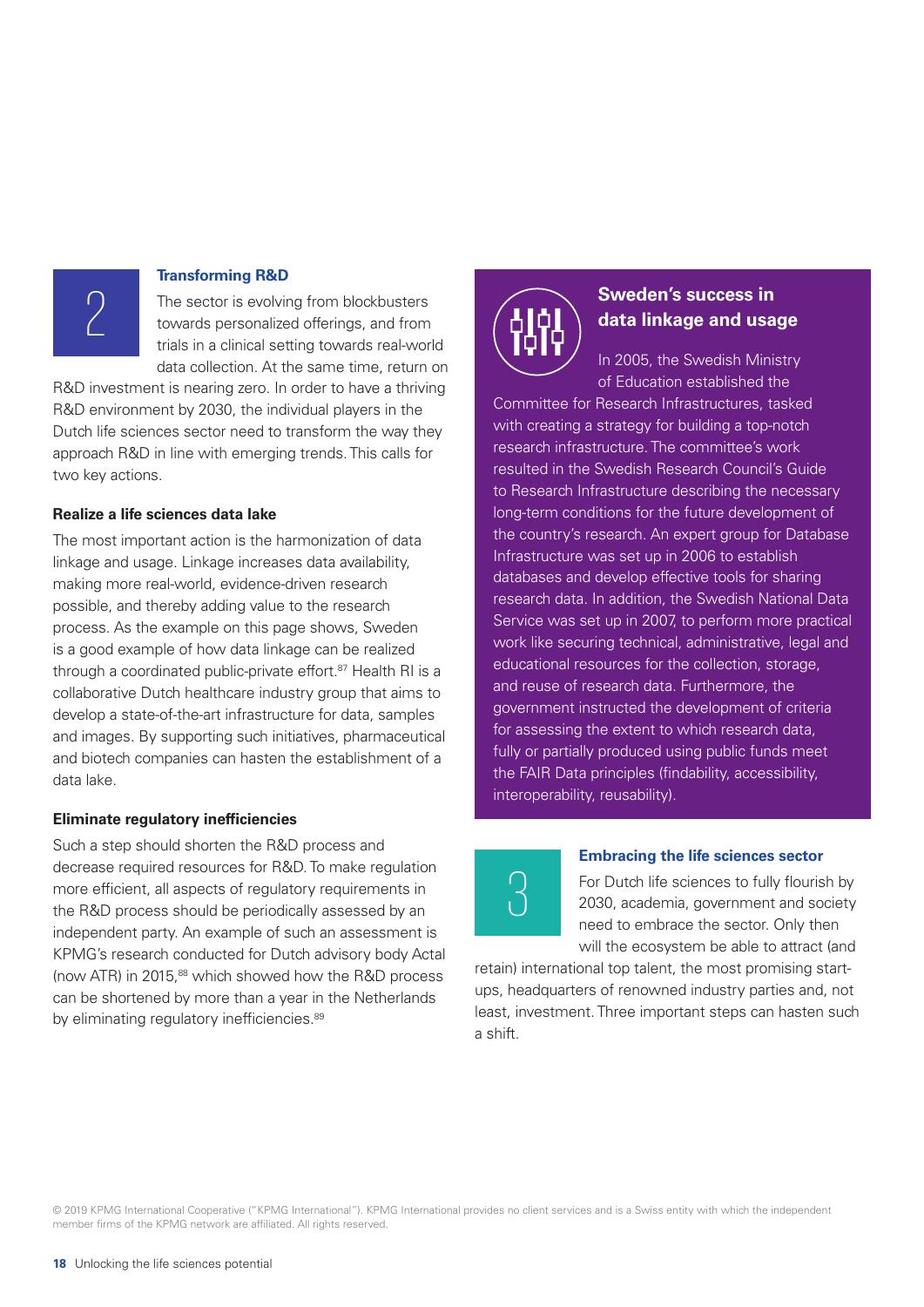## 2 Transforming R&D

The sector is evolving from blockbusters towards personalized offerings, and from trials in a clinical setting towards real-world data collection. At the same time, return on R&D investment is nearing zero. In order to have a thriving R&D environment by 2030, the individual players in the Dutch life sciences sector need to transform the way they approach R&D in line with emerging trends. This calls for two key actions.

### Realize a life sciences data lake

The most important action is the harmonization of data linkage and usage. Linkage increases data availability, making more real-world, evidence-driven research possible, and thereby adding value to the research process. As the example on this page shows, Sweden is a good example of how data linkage can be realized through a coordinated public-private effort.[87] Health RI is a collaborative Dutch healthcare industry group that aims to develop a state-of-the-art infrastructure for data, samples and images. By supporting such initiatives, pharmaceutical and biotech companies can hasten the establishment of a data lake.

### Eliminate regulatory inefficiencies

Such a step should shorten the R&D process and decrease required resources for R&D. To make regulation more efficient, all aspects of regulatory requirements in the R&D process should be periodically assessed by an independent party. An example of such an assessment is KPMG's research conducted for Dutch advisory body Actal (now ATR) in 2015,[88] which showed how the R&D process can be shortened by more than a year in the Netherlands by eliminating regulatory inefficiencies.[89]

### Sweden's success in data linkage and usage

In 2005, the Swedish Ministry of Education established the Committee for Research Infrastructures, tasked with creating a strategy for building a top-notch research infrastructure. The committee's work resulted in the Swedish Research Council's Guide to Research Infrastructure describing the necessary long-term conditions for the future development of the country's research. An expert group for Database Infrastructure was set up in 2006 to establish databases and develop effective tools for sharing research data. In addition, the Swedish National Data Service was set up in 2007, to perform more practical work like securing technical, administrative, legal and educational resources for the collection, storage, and reuse of research data. Furthermore, the government instructed the development of criteria for assessing the extent to which research data, fully or partially produced using public funds meet the FAIR Data principles (findability, accessibility, interoperability, reusability).

## 3 Embracing the life sciences sector

For Dutch life sciences to fully flourish by 2030, academia, government and society need to embrace the sector. Only then will the ecosystem be able to attract (and retain) international top talent, the most promising start-ups, headquarters of renowned industry parties and, not least, investment. Three important steps can hasten such a shift.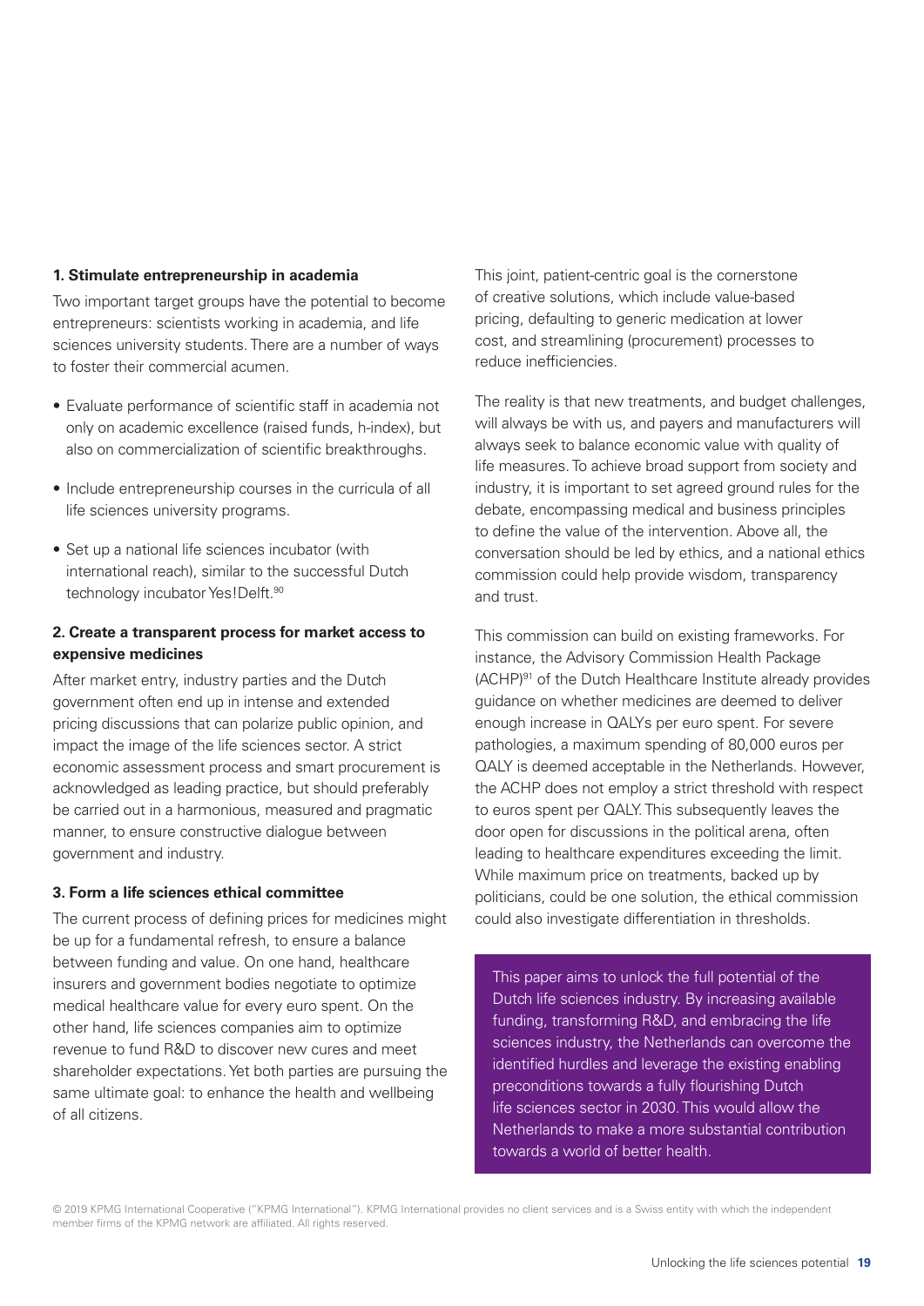**1. Stimulate entrepreneurship in academia**

Two important target groups have the potential to become entrepreneurs: scientists working in academia, and life sciences university students. There are a number of ways to foster their commercial acumen.

- Evaluate performance of scientific staff in academia not only on academic excellence (raised funds, h-index), but also on commercialization of scientific breakthroughs.
- Include entrepreneurship courses in the curricula of all life sciences university programs.
- Set up a national life sciences incubator (with international reach), similar to the successful Dutch technology incubator Yes!Delft.[90]

**2. Create a transparent process for market access to expensive medicines**

After market entry, industry parties and the Dutch government often end up in intense and extended pricing discussions that can polarize public opinion, and impact the image of the life sciences sector. A strict economic assessment process and smart procurement is acknowledged as leading practice, but should preferably be carried out in a harmonious, measured and pragmatic manner, to ensure constructive dialogue between government and industry.

**3. Form a life sciences ethical committee**

The current process of defining prices for medicines might be up for a fundamental refresh, to ensure a balance between funding and value. On one hand, healthcare insurers and government bodies negotiate to optimize medical healthcare value for every euro spent. On the other hand, life sciences companies aim to optimize revenue to fund R&D to discover new cures and meet shareholder expectations. Yet both parties are pursuing the same ultimate goal: to enhance the health and wellbeing of all citizens.

This joint, patient-centric goal is the cornerstone of creative solutions, which include value-based pricing, defaulting to generic medication at lower cost, and streamlining (procurement) processes to reduce inefficiencies.

The reality is that new treatments, and budget challenges, will always be with us, and payers and manufacturers will always seek to balance economic value with quality of life measures. To achieve broad support from society and industry, it is important to set agreed ground rules for the debate, encompassing medical and business principles to define the value of the intervention. Above all, the conversation should be led by ethics, and a national ethics commission could help provide wisdom, transparency and trust.

This commission can build on existing frameworks. For instance, the Advisory Commission Health Package (ACHP)[91] of the Dutch Healthcare Institute already provides guidance on whether medicines are deemed to deliver enough increase in QALYs per euro spent. For severe pathologies, a maximum spending of 80,000 euros per QALY is deemed acceptable in the Netherlands. However, the ACHP does not employ a strict threshold with respect to euros spent per QALY. This subsequently leaves the door open for discussions in the political arena, often leading to healthcare expenditures exceeding the limit. While maximum price on treatments, backed up by politicians, could be one solution, the ethical commission could also investigate differentiation in thresholds.

This paper aims to unlock the full potential of the Dutch life sciences industry. By increasing available funding, transforming R&D, and embracing the life sciences industry, the Netherlands can overcome the identified hurdles and leverage the existing enabling preconditions towards a fully flourishing Dutch life sciences sector in 2030. This would allow the Netherlands to make a more substantial contribution towards a world of better health.

© 2019 KPMG International Cooperative ("KPMG International"). KPMG International provides no client services and is a Swiss entity with which the independent member firms of the KPMG network are affiliated. All rights reserved.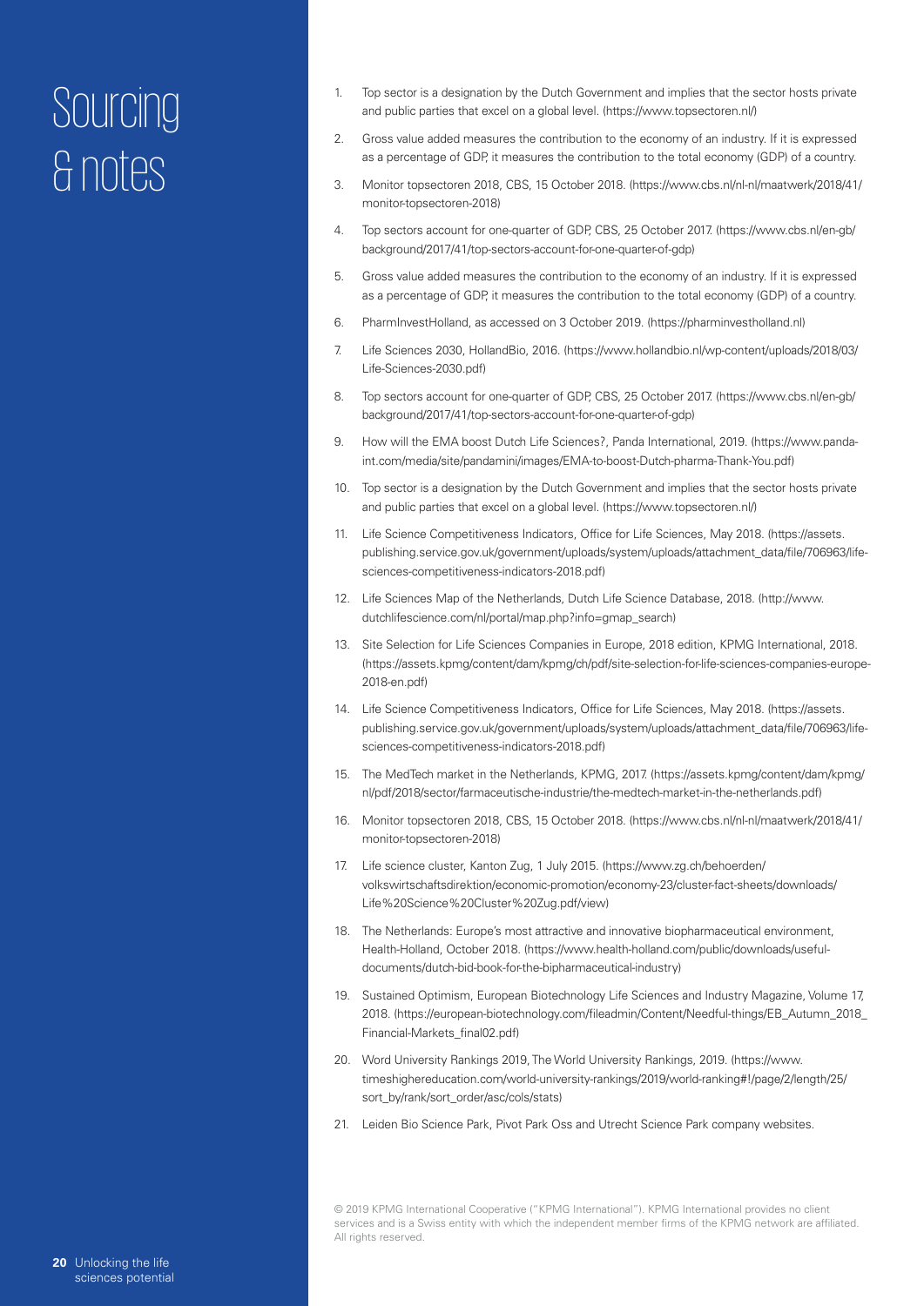# Sourcing & notes

1. Top sector is a designation by the Dutch Government and implies that the sector hosts private and public parties that excel on a global level. (https://www.topsectoren.nl/)
2. Gross value added measures the contribution to the economy of an industry. If it is expressed as a percentage of GDP, it measures the contribution to the total economy (GDP) of a country.
3. Monitor topsectoren 2018, CBS, 15 October 2018. (https://www.cbs.nl/nl-nl/maatwerk/2018/41/monitor-topsectoren-2018)
4. Top sectors account for one-quarter of GDP, CBS, 25 October 2017. (https://www.cbs.nl/en-gb/background/2017/41/top-sectors-account-for-one-quarter-of-gdp)
5. Gross value added measures the contribution to the economy of an industry. If it is expressed as a percentage of GDP, it measures the contribution to the total economy (GDP) of a country.
6. PharmInvestHolland, as accessed on 3 October 2019. (https://pharminvestholland.nl)
7. Life Sciences 2030, HollandBio, 2016. (https://www.hollandbio.nl/wp-content/uploads/2018/03/Life-Sciences-2030.pdf)
8. Top sectors account for one-quarter of GDP, CBS, 25 October 2017. (https://www.cbs.nl/en-gb/background/2017/41/top-sectors-account-for-one-quarter-of-gdp)
9. How will the EMA boost Dutch Life Sciences?, Panda International, 2019. (https://www.panda-int.com/media/site/pandamini/images/EMA-to-boost-Dutch-pharma-Thank-You.pdf)
10. Top sector is a designation by the Dutch Government and implies that the sector hosts private and public parties that excel on a global level. (https://www.topsectoren.nl/)
11. Life Science Competitiveness Indicators, Office for Life Sciences, May 2018. (https://assets.publishing.service.gov.uk/government/uploads/system/uploads/attachment_data/file/706963/life-sciences-competitiveness-indicators-2018.pdf)
12. Life Sciences Map of the Netherlands, Dutch Life Science Database, 2018. (http://www.dutchlifescience.com/nl/portal/map.php?info=gmap_search)
13. Site Selection for Life Sciences Companies in Europe, 2018 edition, KPMG International, 2018. (https://assets.kpmg/content/dam/kpmg/ch/pdf/site-selection-for-life-sciences-companies-europe-2018-en.pdf)
14. Life Science Competitiveness Indicators, Office for Life Sciences, May 2018. (https://assets.publishing.service.gov.uk/government/uploads/system/uploads/attachment_data/file/706963/life-sciences-competitiveness-indicators-2018.pdf)
15. The MedTech market in the Netherlands, KPMG, 2017. (https://assets.kpmg/content/dam/kpmg/nl/pdf/2018/sector/farmaceutische-industrie/the-medtech-market-in-the-netherlands.pdf)
16. Monitor topsectoren 2018, CBS, 15 October 2018. (https://www.cbs.nl/nl-nl/maatwerk/2018/41/monitor-topsectoren-2018)
17. Life science cluster, Kanton Zug, 1 July 2015. (https://www.zg.ch/behoerden/volkswirtschaftsdirektion/economic-promotion/economy-23/cluster-fact-sheets/downloads/Life%20Science%20Cluster%20Zug.pdf/view)
18. The Netherlands: Europe's most attractive and innovative biopharmaceutical environment, Health-Holland, October 2018. (https://www.health-holland.com/public/downloads/useful-documents/dutch-bid-book-for-the-bipharmaceutical-industry)
19. Sustained Optimism, European Biotechnology Life Sciences and Industry Magazine, Volume 17, 2018. (https://european-biotechnology.com/fileadmin/Content/Needful-things/EB_Autumn_2018_Financial-Markets_final02.pdf)
20. Word University Rankings 2019, The World University Rankings, 2019. (https://www.timeshighereducation.com/world-university-rankings/2019/world-ranking#!/page/2/length/25/sort_by/rank/sort_order/asc/cols/stats)
21. Leiden Bio Science Park, Pivot Park Oss and Utrecht Science Park company websites.

© 2019 KPMG International Cooperative ("KPMG International"). KPMG International provides no client services and is a Swiss entity with which the independent member firms of the KPMG network are affiliated. All rights reserved.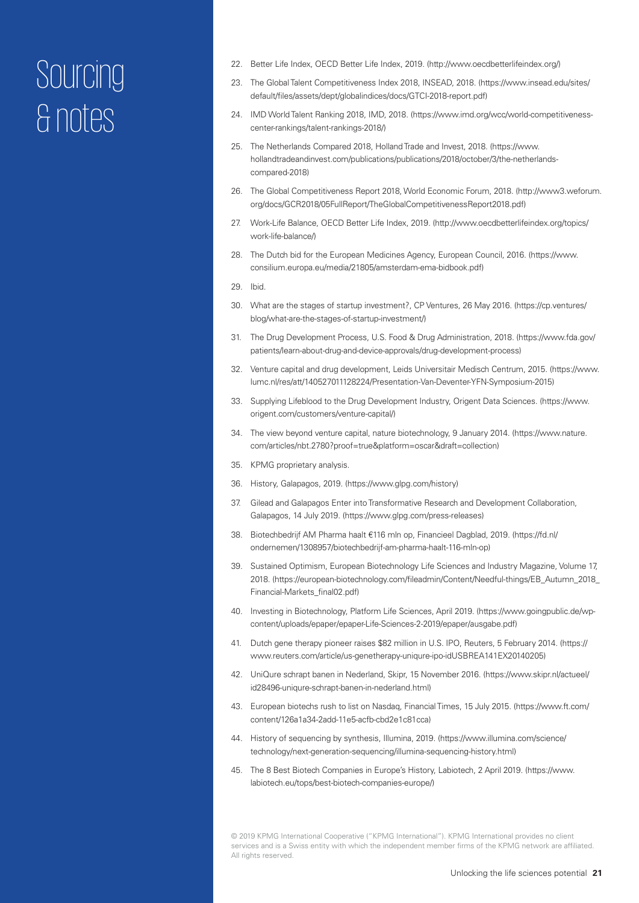# Sourcing & notes

22. Better Life Index, OECD Better Life Index, 2019. (http://www.oecdbetterlifeindex.org/)
23. The Global Talent Competitiveness Index 2018, INSEAD, 2018. (https://www.insead.edu/sites/default/files/assets/dept/globalindices/docs/GTCI-2018-report.pdf)
24. IMD World Talent Ranking 2018, IMD, 2018. (https://www.imd.org/wcc/world-competitiveness-center-rankings/talent-rankings-2018/)
25. The Netherlands Compared 2018, Holland Trade and Invest, 2018. (https://www.hollandtradeandinvest.com/publications/publications/2018/october/3/the-netherlands-compared-2018)
26. The Global Competitiveness Report 2018, World Economic Forum, 2018. (http://www3.weforum.org/docs/GCR2018/05FullReport/TheGlobalCompetitivenessReport2018.pdf)
27. Work-Life Balance, OECD Better Life Index, 2019. (http://www.oecdbetterlifeindex.org/topics/work-life-balance/)
28. The Dutch bid for the European Medicines Agency, European Council, 2016. (https://www.consilium.europa.eu/media/21805/amsterdam-ema-bidbook.pdf)
29. Ibid.
30. What are the stages of startup investment?, CP Ventures, 26 May 2016. (https://cp.ventures/blog/what-are-the-stages-of-startup-investment/)
31. The Drug Development Process, U.S. Food & Drug Administration, 2018. (https://www.fda.gov/patients/learn-about-drug-and-device-approvals/drug-development-process)
32. Venture capital and drug development, Leids Universitair Medisch Centrum, 2015. (https://www.lumc.nl/res/att/140527011128224/Presentation-Van-Deventer-YFN-Symposium-2015)
33. Supplying Lifeblood to the Drug Development Industry, Origent Data Sciences. (https://www.origent.com/customers/venture-capital/)
34. The view beyond venture capital, nature biotechnology, 9 January 2014. (https://www.nature.com/articles/nbt.2780?proof=true&platform=oscar&draft=collection)
35. KPMG proprietary analysis.
36. History, Galapagos, 2019. (https://www.glpg.com/history)
37. Gilead and Galapagos Enter into Transformative Research and Development Collaboration, Galapagos, 14 July 2019. (https://www.glpg.com/press-releases)
38. Biotechbedrijf AM Pharma haalt €116 mln op, Financieel Dagblad, 2019. (https://fd.nl/ondernemen/1308957/biotechbedrijf-am-pharma-haalt-116-mln-op)
39. Sustained Optimism, European Biotechnology Life Sciences and Industry Magazine, Volume 17, 2018. (https://european-biotechnology.com/fileadmin/Content/Needful-things/EB_Autumn_2018_Financial-Markets_final02.pdf)
40. Investing in Biotechnology, Platform Life Sciences, April 2019. (https://www.goingpublic.de/wp-content/uploads/epaper/epaper-Life-Sciences-2-2019/epaper/ausgabe.pdf)
41. Dutch gene therapy pioneer raises $82 million in U.S. IPO, Reuters, 5 February 2014. (https://www.reuters.com/article/us-genetherapy-uniqure-ipo-idUSBREA141EX20140205)
42. UniQure schrapt banen in Nederland, Skipr, 15 November 2016. (https://www.skipr.nl/actueel/id28496-uniqure-schrapt-banen-in-nederland.html)
43. European biotechs rush to list on Nasdaq, Financial Times, 15 July 2015. (https://www.ft.com/content/126a1a34-2add-11e5-acfb-cbd2e1c81cca)
44. History of sequencing by synthesis, Illumina, 2019. (https://www.illumina.com/science/technology/next-generation-sequencing/illumina-sequencing-history.html)
45. The 8 Best Biotech Companies in Europe's History, Labiotech, 2 April 2019. (https://www.labiotech.eu/tops/best-biotech-companies-europe/)

© 2019 KPMG International Cooperative ("KPMG International"). KPMG International provides no client services and is a Swiss entity with which the independent member firms of the KPMG network are affiliated. All rights reserved.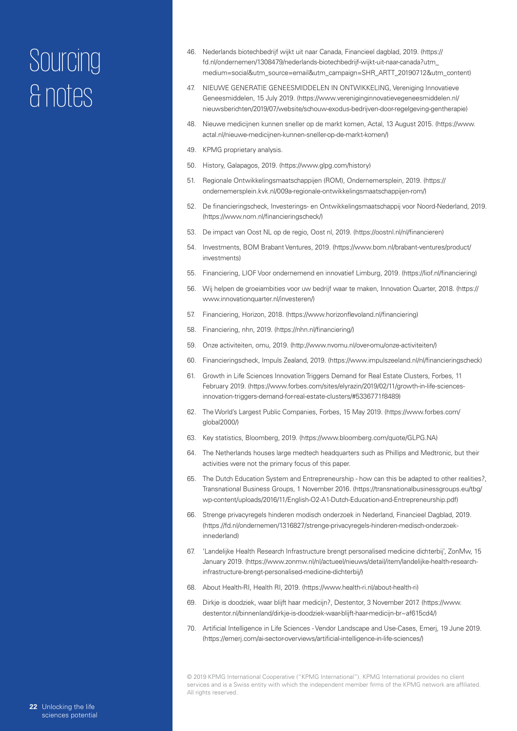# Sourcing & notes

46. Nederlands biotechbedrijf wijkt uit naar Canada, Financieel dagblad, 2019. (https://fd.nl/ondernemen/1308479/nederlands-biotechbedrijf-wijkt-uit-naar-canada?utm_medium=social&utm_source=email&utm_campaign=SHR_ARTT_20190712&utm_content)
47. NIEUWE GENERATIE GENEESMIDDELEN IN ONTWIKKELING, Vereniging Innovatieve Geneesmiddelen, 15 July 2019. (https://www.vereniginginnovatievegeneesmiddelen.nl/nieuwsberichten/2019/07/website/schouw-exodus-bedrijven-door-regelgeving-gentherapie)
48. Nieuwe medicijnen kunnen sneller op de markt komen, Actal, 13 August 2015. (https://www.actal.nl/nieuwe-medicijnen-kunnen-sneller-op-de-markt-komen/)
49. KPMG proprietary analysis.
50. History, Galapagos, 2019. (https://www.glpg.com/history)
51. Regionale Ontwikkelingsmaatschappijen (ROM), Ondernemersplein, 2019. (https://ondernemersplein.kvk.nl/009a-regionale-ontwikkelingsmaatschappijen-rom/)
52. De financieringscheck, Investerings- en Ontwikkelingsmaatschappij voor Noord-Nederland, 2019. (https://www.nom.nl/financieringscheck/)
53. De impact van Oost NL op de regio, Oost nl, 2019. (https://oostnl.nl/nl/financieren)
54. Investments, BOM Brabant Ventures, 2019. (https://www.bom.nl/brabant-ventures/product/investments)
55. Financiering, LIOF Voor ondernemend en innovatief Limburg, 2019. (https://liof.nl/financiering)
56. Wij helpen de groeiambities voor uw bedrijf waar te maken, Innovation Quarter, 2018. (https://www.innovationquarter.nl/investeren/)
57. Financiering, Horizon, 2018. (https://www.horizonflevoland.nl/financiering)
58. Financiering, nhn, 2019. (https://nhn.nl/financiering/)
59. Onze activiteiten, omu, 2019. (http://www.nvomu.nl/over-omu/onze-activiteiten/)
60. Financieringscheck, Impuls Zealand, 2019. (https://www.impulszeeland.nl/nl/financieringscheck)
61. Growth in Life Sciences Innovation Triggers Demand for Real Estate Clusters, Forbes, 11 February 2019. (https://www.forbes.com/sites/elyrazin/2019/02/11/growth-in-life-sciences-innovation-triggers-demand-for-real-estate-clusters/#5336771f8489)
62. The World's Largest Public Companies, Forbes, 15 May 2019. (https://www.forbes.com/global2000/)
63. Key statistics, Bloomberg, 2019. (https://www.bloomberg.com/quote/GLPG.NA)
64. The Netherlands houses large medtech headquarters such as Phillips and Medtronic, but their activities were not the primary focus of this paper.
65. The Dutch Education System and Entrepreneurship - how can this be adapted to other realities?, Transnational Business Groups, 1 November 2016. (https://transnationalbusinessgroups.eu/tbg/wp-content/uploads/2016/11/English-O2-A1-Dutch-Education-and-Entrepreneurship.pdf)
66. Strenge privacyregels hinderen modisch onderzoek in Nederland, Financieel Dagblad, 2019. (https://fd.nl/ondernemen/1316827/strenge-privacyregels-hinderen-medisch-onderzoek-innederland)
67. 'Landelijke Health Research Infrastructure brengt personalised medicine dichterbij', ZonMw, 15 January 2019. (https://www.zonmw.nl/nl/actueel/nieuws/detail/item/landelijke-health-research-infrastructure-brengt-personalised-medicine-dichterbij/)
68. About Health-RI, Health RI, 2019. (https://www.health-ri.nl/about-health-ri)
69. Dirkje is doodziek, waar blijft haar medicijn?, Destentor, 3 November 2017. (https://www.destentor.nl/binnenland/dirkje-is-doodziek-waar-blijft-haar-medicijn-br~af615cd4/)
70. Artificial Intelligence in Life Sciences - Vendor Landscape and Use-Cases, Emerj, 19 June 2019. (https://emerj.com/ai-sector-overviews/artificial-intelligence-in-life-sciences/)

© 2019 KPMG International Cooperative ("KPMG International"). KPMG International provides no client services and is a Swiss entity with which the independent member firms of the KPMG network are affiliated. All rights reserved.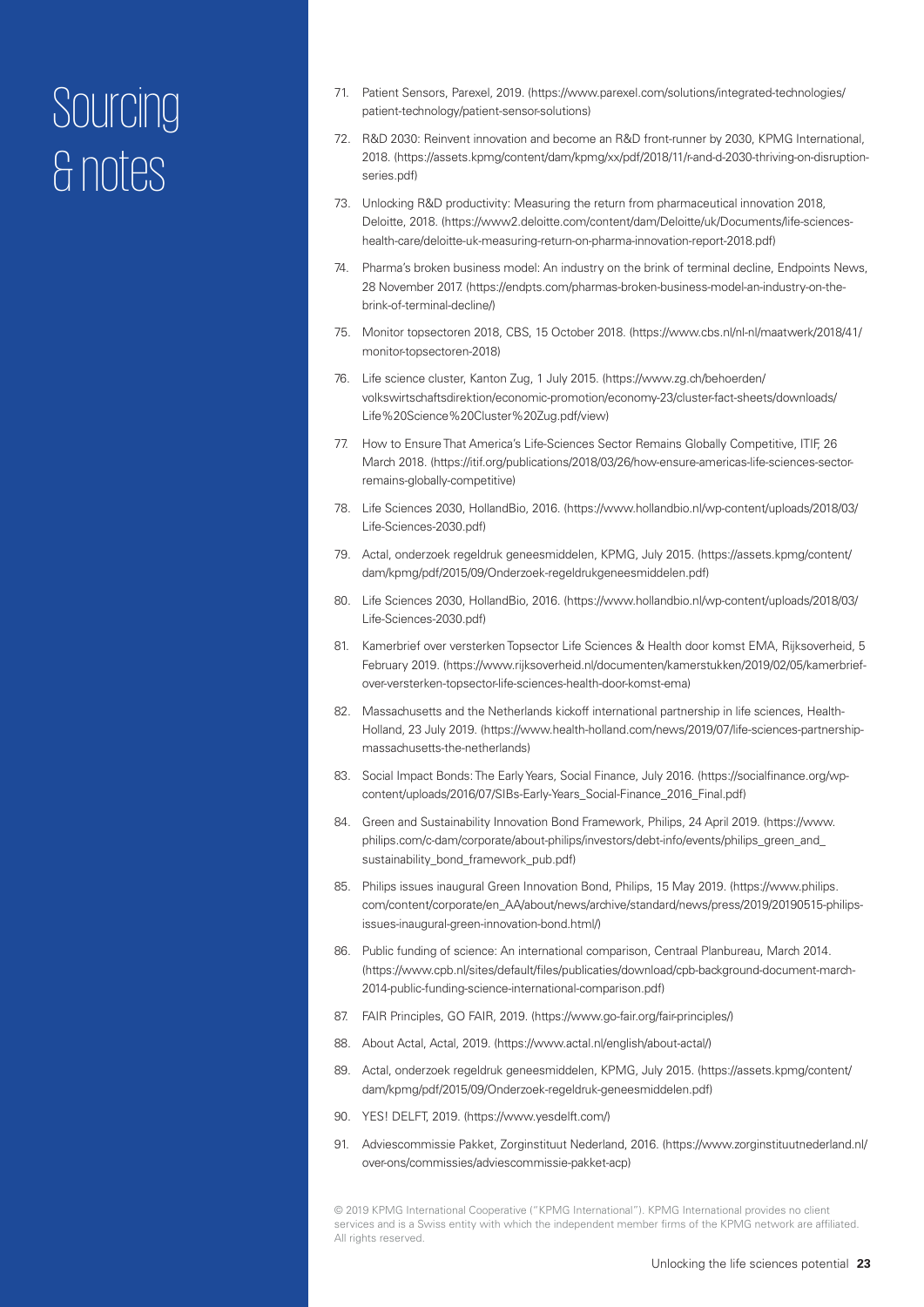# Sourcing & notes

71. Patient Sensors, Parexel, 2019. (https://www.parexel.com/solutions/integrated-technologies/patient-technology/patient-sensor-solutions)
72. R&D 2030: Reinvent innovation and become an R&D front-runner by 2030, KPMG International, 2018. (https://assets.kpmg/content/dam/kpmg/xx/pdf/2018/11/r-and-d-2030-thriving-on-disruption-series.pdf)
73. Unlocking R&D productivity: Measuring the return from pharmaceutical innovation 2018, Deloitte, 2018. (https://www2.deloitte.com/content/dam/Deloitte/uk/Documents/life-sciences-health-care/deloitte-uk-measuring-return-on-pharma-innovation-report-2018.pdf)
74. Pharma's broken business model: An industry on the brink of terminal decline, Endpoints News, 28 November 2017. (https://endpts.com/pharmas-broken-business-model-an-industry-on-the-brink-of-terminal-decline/)
75. Monitor topsectoren 2018, CBS, 15 October 2018. (https://www.cbs.nl/nl-nl/maatwerk/2018/41/monitor-topsectoren-2018)
76. Life science cluster, Kanton Zug, 1 July 2015. (https://www.zg.ch/behoerden/volkswirtschaftsdirektion/economic-promotion/economy-23/cluster-fact-sheets/downloads/Life%20Science%20Cluster%20Zug.pdf/view)
77. How to Ensure That America's Life-Sciences Sector Remains Globally Competitive, ITIF, 26 March 2018. (https://itif.org/publications/2018/03/26/how-ensure-americas-life-sciences-sector-remains-globally-competitive)
78. Life Sciences 2030, HollandBio, 2016. (https://www.hollandbio.nl/wp-content/uploads/2018/03/Life-Sciences-2030.pdf)
79. Actal, onderzoek regeldruk geneesmiddelen, KPMG, July 2015. (https://assets.kpmg/content/dam/kpmg/pdf/2015/09/Onderzoek-regeldrukgeneesmiddelen.pdf)
80. Life Sciences 2030, HollandBio, 2016. (https://www.hollandbio.nl/wp-content/uploads/2018/03/Life-Sciences-2030.pdf)
81. Kamerbrief over versterken Topsector Life Sciences & Health door komst EMA, Rijksoverheid, 5 February 2019. (https://www.rijksoverheid.nl/documenten/kamerstukken/2019/02/05/kamerbrief-over-versterken-topsector-life-sciences-health-door-komst-ema)
82. Massachusetts and the Netherlands kickoff international partnership in life sciences, Health-Holland, 23 July 2019. (https://www.health-holland.com/news/2019/07/life-sciences-partnership-massachusetts-the-netherlands)
83. Social Impact Bonds: The Early Years, Social Finance, July 2016. (https://socialfinance.org/wp-content/uploads/2016/07/SIBs-Early-Years_Social-Finance_2016_Final.pdf)
84. Green and Sustainability Innovation Bond Framework, Philips, 24 April 2019. (https://www.philips.com/c-dam/corporate/about-philips/investors/debt-info/events/philips_green_and_sustainability_bond_framework_pub.pdf)
85. Philips issues inaugural Green Innovation Bond, Philips, 15 May 2019. (https://www.philips.com/content/corporate/en_AA/about/news/archive/standard/news/press/2019/20190515-philips-issues-inaugural-green-innovation-bond.html/)
86. Public funding of science: An international comparison, Centraal Planbureau, March 2014. (https://www.cpb.nl/sites/default/files/publicaties/download/cpb-background-document-march-2014-public-funding-science-international-comparison.pdf)
87. FAIR Principles, GO FAIR, 2019. (https://www.go-fair.org/fair-principles/)
88. About Actal, Actal, 2019. (https://www.actal.nl/english/about-actal/)
89. Actal, onderzoek regeldruk geneesmiddelen, KPMG, July 2015. (https://assets.kpmg/content/dam/kpmg/pdf/2015/09/Onderzoek-regeldruk-geneesmiddelen.pdf)
90. YES! DELFT, 2019. (https://www.yesdelft.com/)
91. Adviescommissie Pakket, Zorginstituut Nederland, 2016. (https://www.zorginstituutnederland.nl/over-ons/commissies/adviescommissie-pakket-acp)

© 2019 KPMG International Cooperative ("KPMG International"). KPMG International provides no client services and is a Swiss entity with which the independent member firms of the KPMG network are affiliated. All rights reserved.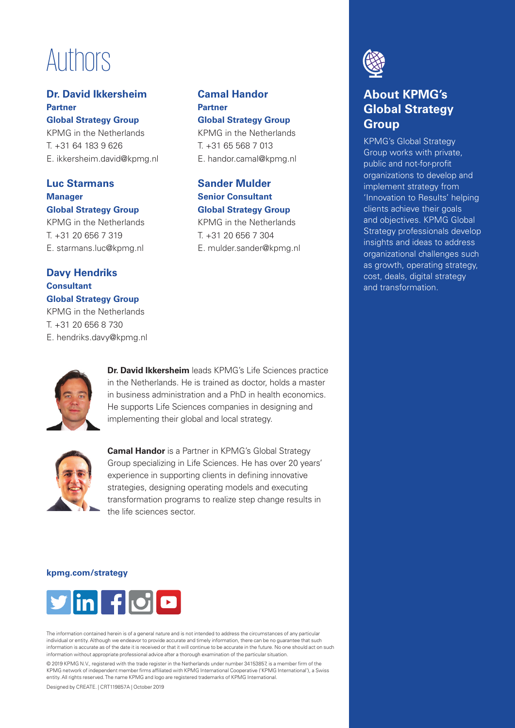# Authors

**Dr. David Ikkersheim**
**Partner**
**Global Strategy Group**
KPMG in the Netherlands
T. +31 64 183 9 626
E. ikkersheim.david@kpmg.nl

**Luc Starmans**
**Manager**
**Global Strategy Group**
KPMG in the Netherlands
T. +31 20 656 7 319
E. starmans.luc@kpmg.nl

**Davy Hendriks**
**Consultant**
**Global Strategy Group**
KPMG in the Netherlands
T. +31 20 656 8 730
E. hendriks.davy@kpmg.nl

**Camal Handor**
**Partner**
**Global Strategy Group**
KPMG in the Netherlands
T. +31 65 568 7 013
E. handor.camal@kpmg.nl

**Sander Mulder**
**Senior Consultant**
**Global Strategy Group**
KPMG in the Netherlands
T. +31 20 656 7 304
E. mulder.sander@kpmg.nl

**Dr. David Ikkersheim** leads KPMG's Life Sciences practice in the Netherlands. He is trained as doctor, holds a master in business administration and a PhD in health economics. He supports Life Sciences companies in designing and implementing their global and local strategy.

**Camal Handor** is a Partner in KPMG's Global Strategy Group specializing in Life Sciences. He has over 20 years' experience in supporting clients in defining innovative strategies, designing operating models and executing transformation programs to realize step change results in the life sciences sector.

## About KPMG's Global Strategy Group

KPMG's Global Strategy Group works with private, public and not-for-profit organizations to develop and implement strategy from 'Innovation to Results' helping clients achieve their goals and objectives. KPMG Global Strategy professionals develop insights and ideas to address organizational challenges such as growth, operating strategy, cost, deals, digital strategy and transformation.

**kpmg.com/strategy**

The information contained herein is of a general nature and is not intended to address the circumstances of any particular individual or entity. Although we endeavor to provide accurate and timely information, there can be no guarantee that such information is accurate as of the date it is received or that it will continue to be accurate in the future. No one should act on such information without appropriate professional advice after a thorough examination of the particular situation.

© 2019 KPMG N.V., registered with the trade register in the Netherlands under number 34153857, is a member firm of the KPMG network of independent member firms affiliated with KPMG International Cooperative ('KPMG International'), a Swiss entity. All rights reserved. The name KPMG and logo are registered trademarks of KPMG International.

Designed by CREATE. | CRT119857A | October 2019